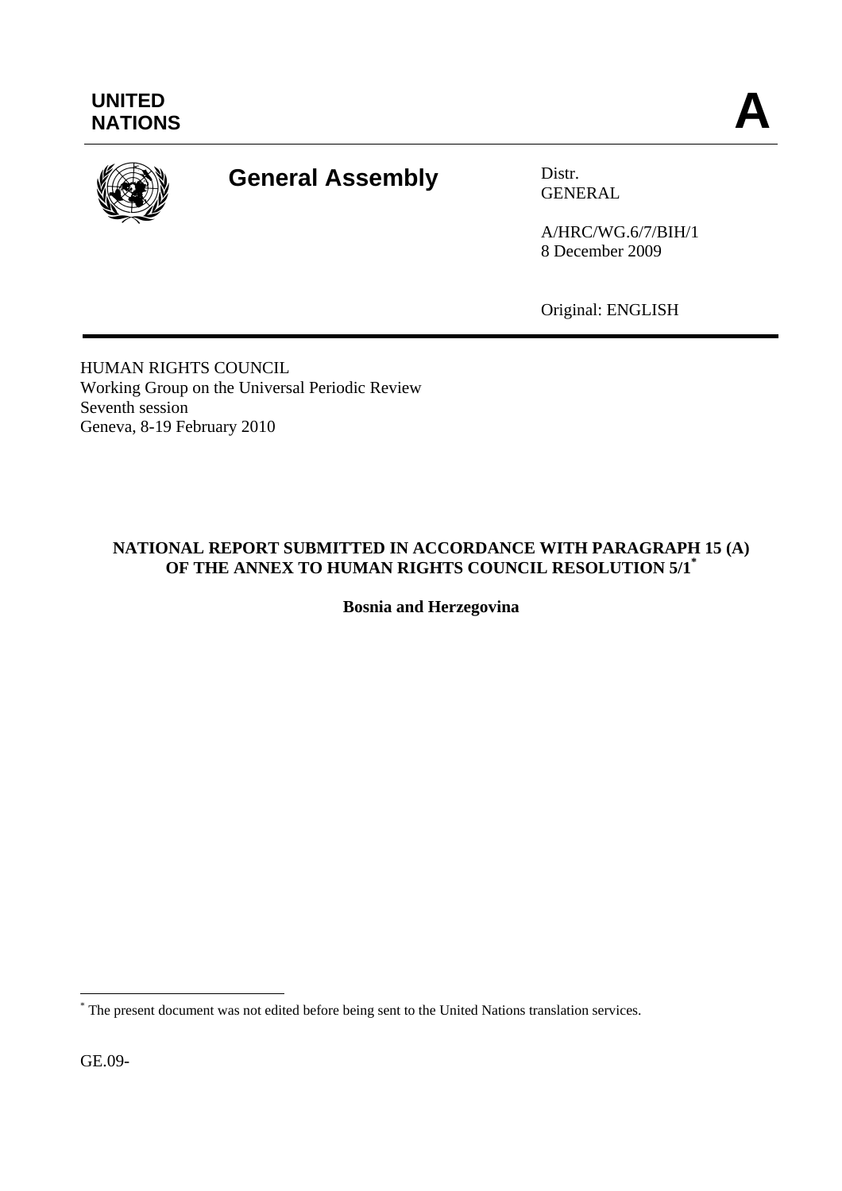UNITED NATIONS

A

# General Assembly

Distr.
GENERAL

A/HRC/WG.6/7/BIH/1
8 December 2009

Original: ENGLISH

HUMAN RIGHTS COUNCIL
Working Group on the Universal Periodic Review
Seventh session
Geneva, 8-19 February 2010

## NATIONAL REPORT SUBMITTED IN ACCORDANCE WITH PARAGRAPH 15 (A) OF THE ANNEX TO HUMAN RIGHTS COUNCIL RESOLUTION 5/1*

**Bosnia and Herzegovina**

* The present document was not edited before being sent to the United Nations translation services.

GE.09-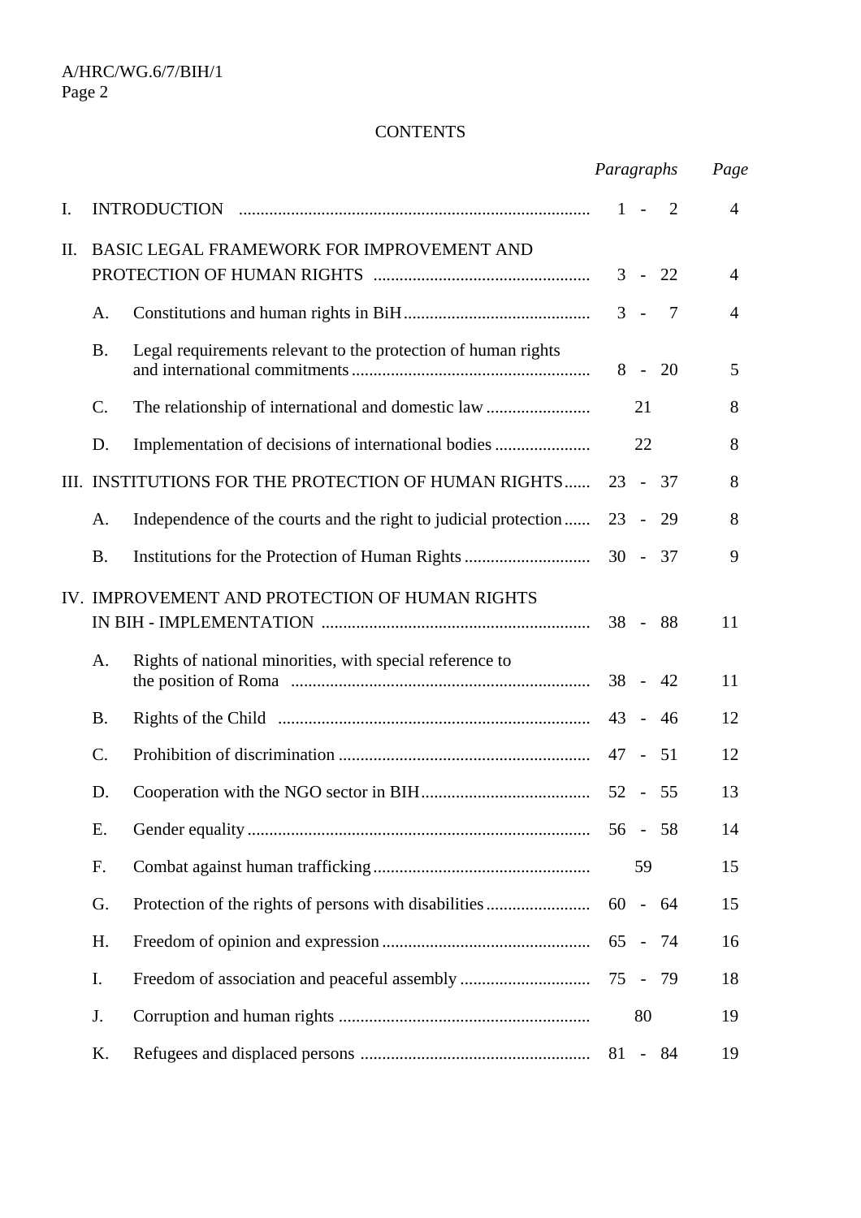CONTENTS

| | | | *Paragraphs* | *Page* |
|---|---|---|---|---|
| I. | INTRODUCTION | | 1 - 2 | 4 |
| II. | BASIC LEGAL FRAMEWORK FOR IMPROVEMENT AND PROTECTION OF HUMAN RIGHTS | | 3 - 22 | 4 |
| | A. | Constitutions and human rights in BiH | 3 - 7 | 4 |
| | B. | Legal requirements relevant to the protection of human rights and international commitments | 8 - 20 | 5 |
| | C. | The relationship of international and domestic law | 21 | 8 |
| | D. | Implementation of decisions of international bodies | 22 | 8 |
| III. | INSTITUTIONS FOR THE PROTECTION OF HUMAN RIGHTS | | 23 - 37 | 8 |
| | A. | Independence of the courts and the right to judicial protection | 23 - 29 | 8 |
| | B. | Institutions for the Protection of Human Rights | 30 - 37 | 9 |
| IV. | IMPROVEMENT AND PROTECTION OF HUMAN RIGHTS IN BIH - IMPLEMENTATION | | 38 - 88 | 11 |
| | A. | Rights of national minorities, with special reference to the position of Roma | 38 - 42 | 11 |
| | B. | Rights of the Child | 43 - 46 | 12 |
| | C. | Prohibition of discrimination | 47 - 51 | 12 |
| | D. | Cooperation with the NGO sector in BIH | 52 - 55 | 13 |
| | E. | Gender equality | 56 - 58 | 14 |
| | F. | Combat against human trafficking | 59 | 15 |
| | G. | Protection of the rights of persons with disabilities | 60 - 64 | 15 |
| | H. | Freedom of opinion and expression | 65 - 74 | 16 |
| | I. | Freedom of association and peaceful assembly | 75 - 79 | 18 |
| | J. | Corruption and human rights | 80 | 19 |
| | K. | Refugees and displaced persons | 81 - 84 | 19 |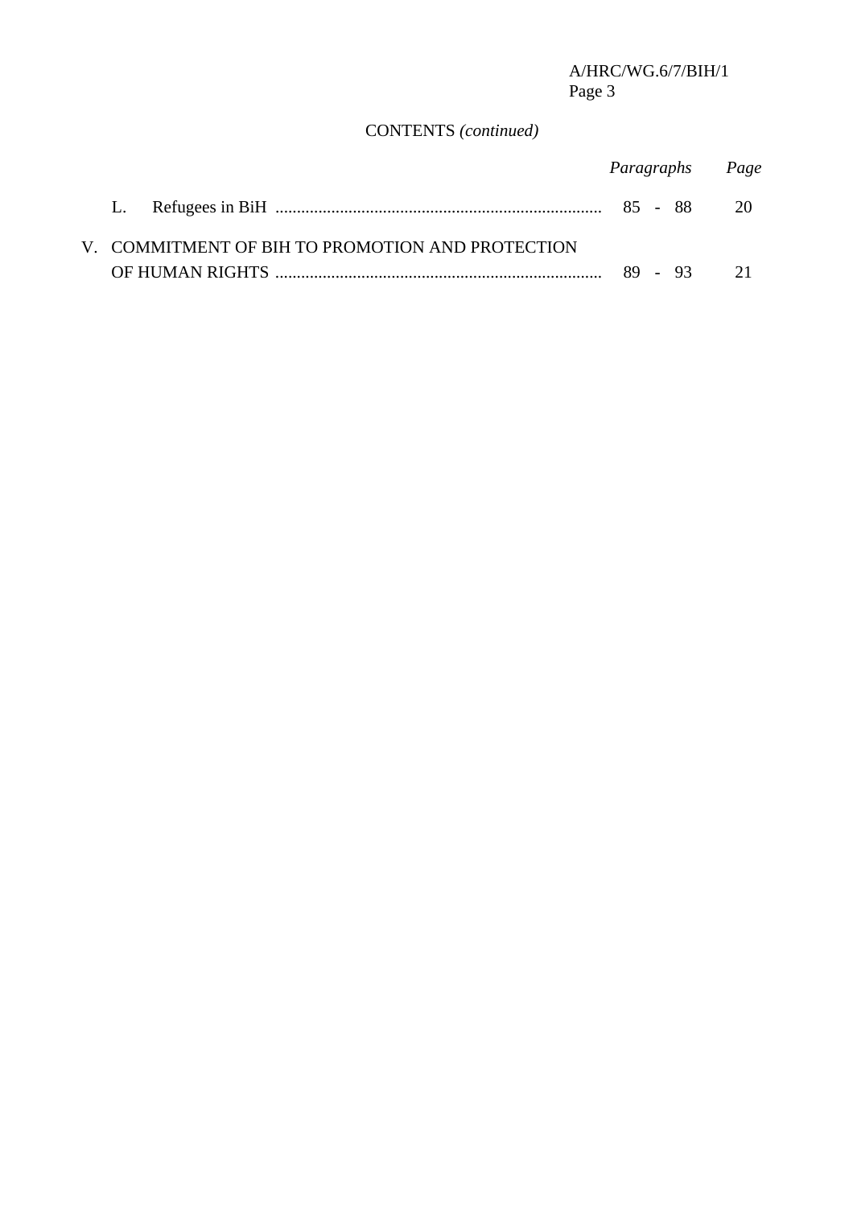CONTENTS *(continued)*

| | *Paragraphs* | *Page* |
|---|---|---|
| L. Refugees in BiH | 85 - 88 | 20 |
| V. COMMITMENT OF BIH TO PROMOTION AND PROTECTION OF HUMAN RIGHTS | 89 - 93 | 21 |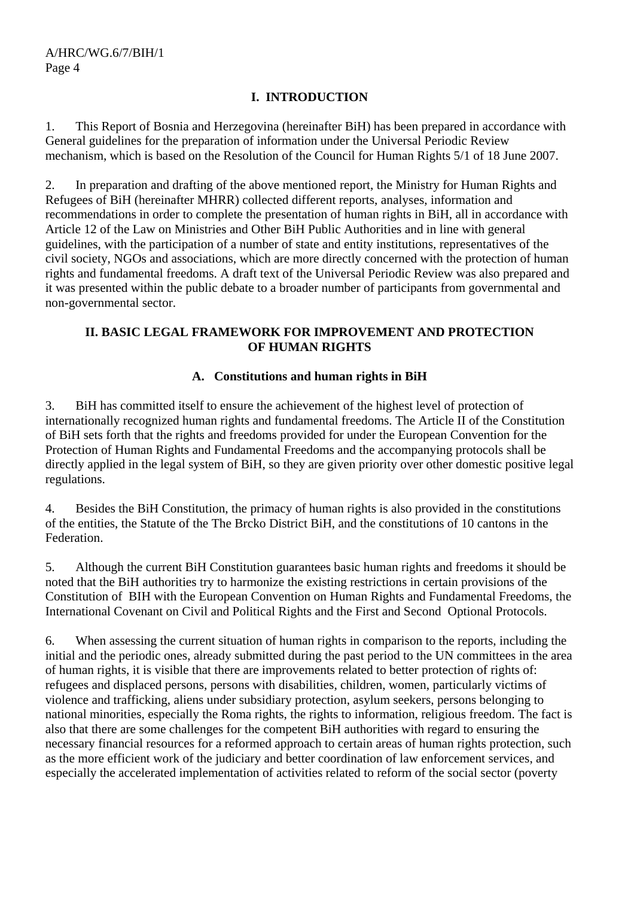# I. INTRODUCTION

1. This Report of Bosnia and Herzegovina (hereinafter BiH) has been prepared in accordance with General guidelines for the preparation of information under the Universal Periodic Review mechanism, which is based on the Resolution of the Council for Human Rights 5/1 of 18 June 2007.

2. In preparation and drafting of the above mentioned report, the Ministry for Human Rights and Refugees of BiH (hereinafter MHRR) collected different reports, analyses, information and recommendations in order to complete the presentation of human rights in BiH, all in accordance with Article 12 of the Law on Ministries and Other BiH Public Authorities and in line with general guidelines, with the participation of a number of state and entity institutions, representatives of the civil society, NGOs and associations, which are more directly concerned with the protection of human rights and fundamental freedoms. A draft text of the Universal Periodic Review was also prepared and it was presented within the public debate to a broader number of participants from governmental and non-governmental sector.

# II. BASIC LEGAL FRAMEWORK FOR IMPROVEMENT AND PROTECTION OF HUMAN RIGHTS

## A. Constitutions and human rights in BiH

3. BiH has committed itself to ensure the achievement of the highest level of protection of internationally recognized human rights and fundamental freedoms. The Article II of the Constitution of BiH sets forth that the rights and freedoms provided for under the European Convention for the Protection of Human Rights and Fundamental Freedoms and the accompanying protocols shall be directly applied in the legal system of BiH, so they are given priority over other domestic positive legal regulations.

4. Besides the BiH Constitution, the primacy of human rights is also provided in the constitutions of the entities, the Statute of the The Brcko District BiH, and the constitutions of 10 cantons in the Federation.

5. Although the current BiH Constitution guarantees basic human rights and freedoms it should be noted that the BiH authorities try to harmonize the existing restrictions in certain provisions of the Constitution of BIH with the European Convention on Human Rights and Fundamental Freedoms, the International Covenant on Civil and Political Rights and the First and Second Optional Protocols.

6. When assessing the current situation of human rights in comparison to the reports, including the initial and the periodic ones, already submitted during the past period to the UN committees in the area of human rights, it is visible that there are improvements related to better protection of rights of: refugees and displaced persons, persons with disabilities, children, women, particularly victims of violence and trafficking, aliens under subsidiary protection, asylum seekers, persons belonging to national minorities, especially the Roma rights, the rights to information, religious freedom. The fact is also that there are some challenges for the competent BiH authorities with regard to ensuring the necessary financial resources for a reformed approach to certain areas of human rights protection, such as the more efficient work of the judiciary and better coordination of law enforcement services, and especially the accelerated implementation of activities related to reform of the social sector (poverty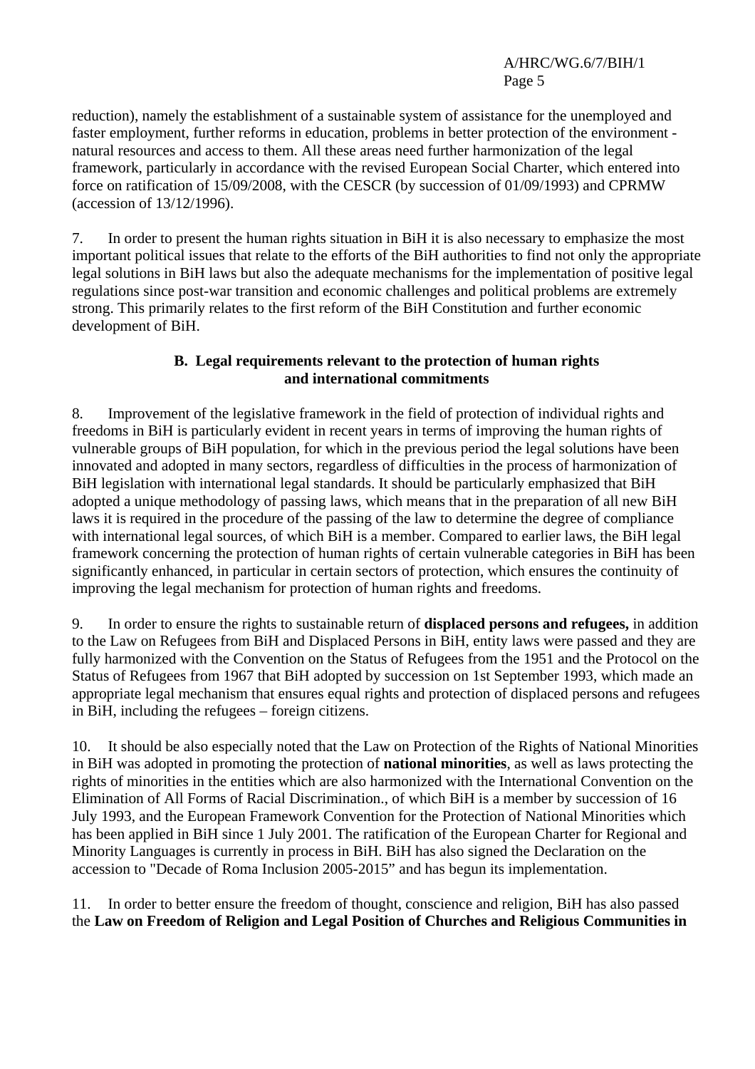reduction), namely the establishment of a sustainable system of assistance for the unemployed and faster employment, further reforms in education, problems in better protection of the environment - natural resources and access to them. All these areas need further harmonization of the legal framework, particularly in accordance with the revised European Social Charter, which entered into force on ratification of 15/09/2008, with the CESCR (by succession of 01/09/1993) and CPRMW (accession of 13/12/1996).

7. In order to present the human rights situation in BiH it is also necessary to emphasize the most important political issues that relate to the efforts of the BiH authorities to find not only the appropriate legal solutions in BiH laws but also the adequate mechanisms for the implementation of positive legal regulations since post-war transition and economic challenges and political problems are extremely strong. This primarily relates to the first reform of the BiH Constitution and further economic development of BiH.

### B. Legal requirements relevant to the protection of human rights and international commitments

8. Improvement of the legislative framework in the field of protection of individual rights and freedoms in BiH is particularly evident in recent years in terms of improving the human rights of vulnerable groups of BiH population, for which in the previous period the legal solutions have been innovated and adopted in many sectors, regardless of difficulties in the process of harmonization of BiH legislation with international legal standards. It should be particularly emphasized that BiH adopted a unique methodology of passing laws, which means that in the preparation of all new BiH laws it is required in the procedure of the passing of the law to determine the degree of compliance with international legal sources, of which BiH is a member. Compared to earlier laws, the BiH legal framework concerning the protection of human rights of certain vulnerable categories in BiH has been significantly enhanced, in particular in certain sectors of protection, which ensures the continuity of improving the legal mechanism for protection of human rights and freedoms.

9. In order to ensure the rights to sustainable return of **displaced persons and refugees,** in addition to the Law on Refugees from BiH and Displaced Persons in BiH, entity laws were passed and they are fully harmonized with the Convention on the Status of Refugees from the 1951 and the Protocol on the Status of Refugees from 1967 that BiH adopted by succession on 1st September 1993, which made an appropriate legal mechanism that ensures equal rights and protection of displaced persons and refugees in BiH, including the refugees – foreign citizens.

10. It should be also especially noted that the Law on Protection of the Rights of National Minorities in BiH was adopted in promoting the protection of **national minorities**, as well as laws protecting the rights of minorities in the entities which are also harmonized with the International Convention on the Elimination of All Forms of Racial Discrimination., of which BiH is a member by succession of 16 July 1993, and the European Framework Convention for the Protection of National Minorities which has been applied in BiH since 1 July 2001. The ratification of the European Charter for Regional and Minority Languages is currently in process in BiH. BiH has also signed the Declaration on the accession to "Decade of Roma Inclusion 2005-2015" and has begun its implementation.

11. In order to better ensure the freedom of thought, conscience and religion, BiH has also passed the **Law on Freedom of Religion and Legal Position of Churches and Religious Communities in**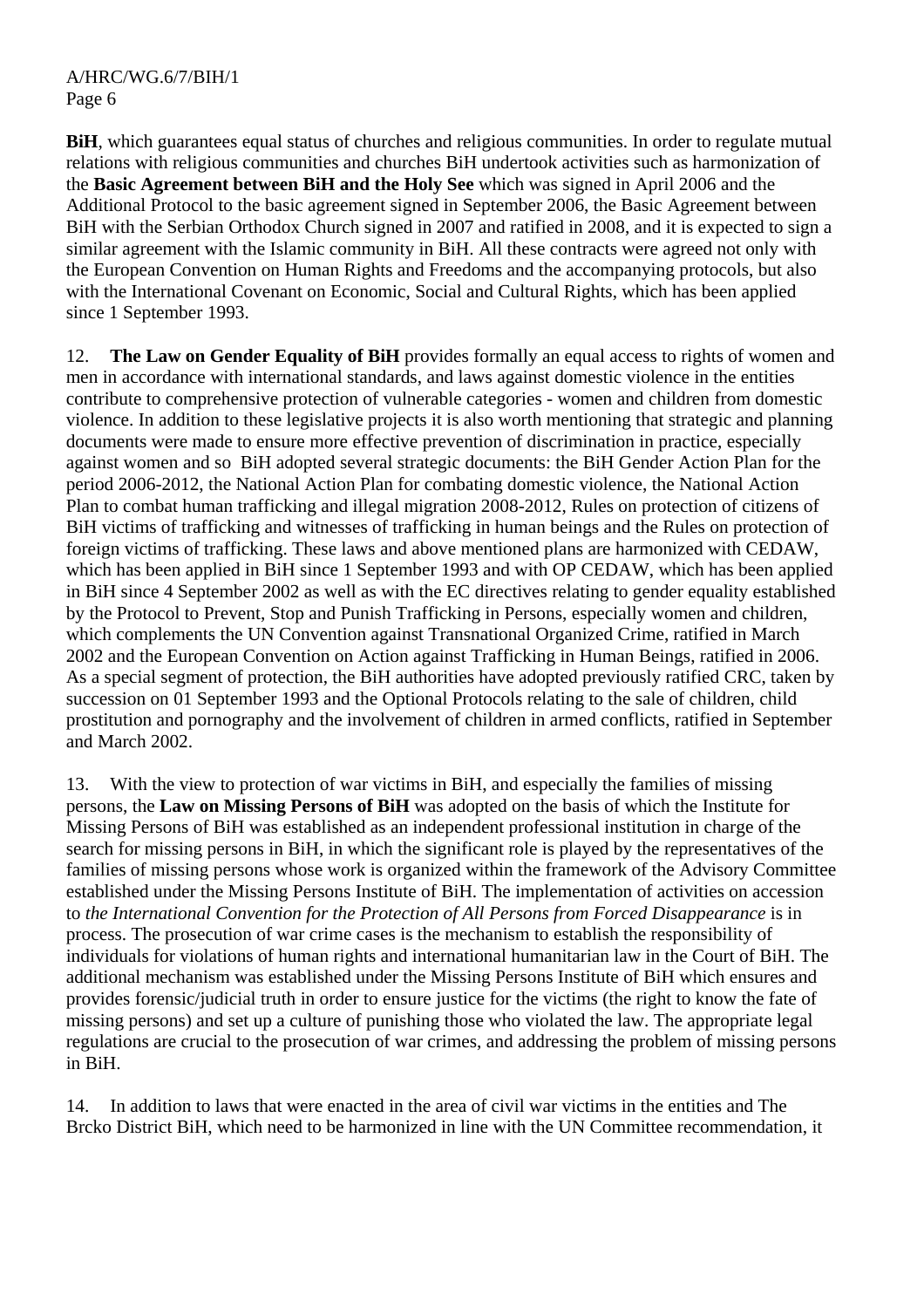**BiH**, which guarantees equal status of churches and religious communities. In order to regulate mutual relations with religious communities and churches BiH undertook activities such as harmonization of the **Basic Agreement between BiH and the Holy See** which was signed in April 2006 and the Additional Protocol to the basic agreement signed in September 2006, the Basic Agreement between BiH with the Serbian Orthodox Church signed in 2007 and ratified in 2008, and it is expected to sign a similar agreement with the Islamic community in BiH. All these contracts were agreed not only with the European Convention on Human Rights and Freedoms and the accompanying protocols, but also with the International Covenant on Economic, Social and Cultural Rights, which has been applied since 1 September 1993.

12. **The Law on Gender Equality of BiH** provides formally an equal access to rights of women and men in accordance with international standards, and laws against domestic violence in the entities contribute to comprehensive protection of vulnerable categories - women and children from domestic violence. In addition to these legislative projects it is also worth mentioning that strategic and planning documents were made to ensure more effective prevention of discrimination in practice, especially against women and so BiH adopted several strategic documents: the BiH Gender Action Plan for the period 2006-2012, the National Action Plan for combating domestic violence, the National Action Plan to combat human trafficking and illegal migration 2008-2012, Rules on protection of citizens of BiH victims of trafficking and witnesses of trafficking in human beings and the Rules on protection of foreign victims of trafficking. These laws and above mentioned plans are harmonized with CEDAW, which has been applied in BiH since 1 September 1993 and with OP CEDAW, which has been applied in BiH since 4 September 2002 as well as with the EC directives relating to gender equality established by the Protocol to Prevent, Stop and Punish Trafficking in Persons, especially women and children, which complements the UN Convention against Transnational Organized Crime, ratified in March 2002 and the European Convention on Action against Trafficking in Human Beings, ratified in 2006. As a special segment of protection, the BiH authorities have adopted previously ratified CRC, taken by succession on 01 September 1993 and the Optional Protocols relating to the sale of children, child prostitution and pornography and the involvement of children in armed conflicts, ratified in September and March 2002.

13. With the view to protection of war victims in BiH, and especially the families of missing persons, the **Law on Missing Persons of BiH** was adopted on the basis of which the Institute for Missing Persons of BiH was established as an independent professional institution in charge of the search for missing persons in BiH, in which the significant role is played by the representatives of the families of missing persons whose work is organized within the framework of the Advisory Committee established under the Missing Persons Institute of BiH. The implementation of activities on accession to *the International Convention for the Protection of All Persons from Forced Disappearance* is in process. The prosecution of war crime cases is the mechanism to establish the responsibility of individuals for violations of human rights and international humanitarian law in the Court of BiH. The additional mechanism was established under the Missing Persons Institute of BiH which ensures and provides forensic/judicial truth in order to ensure justice for the victims (the right to know the fate of missing persons) and set up a culture of punishing those who violated the law. The appropriate legal regulations are crucial to the prosecution of war crimes, and addressing the problem of missing persons in BiH.

14. In addition to laws that were enacted in the area of civil war victims in the entities and The Brcko District BiH, which need to be harmonized in line with the UN Committee recommendation, it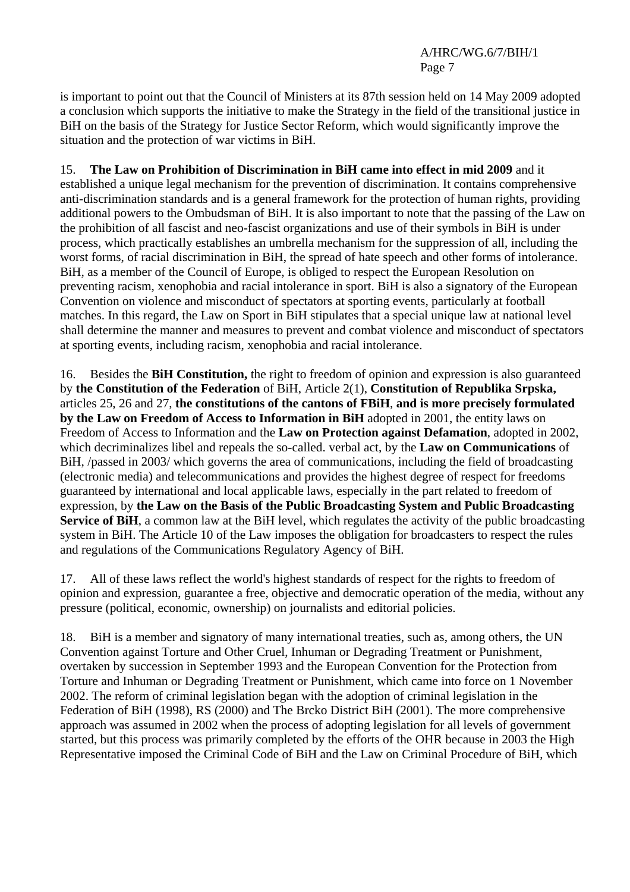is important to point out that the Council of Ministers at its 87th session held on 14 May 2009 adopted a conclusion which supports the initiative to make the Strategy in the field of the transitional justice in BiH on the basis of the Strategy for Justice Sector Reform, which would significantly improve the situation and the protection of war victims in BiH.

15. **The Law on Prohibition of Discrimination in BiH came into effect in mid 2009** and it established a unique legal mechanism for the prevention of discrimination. It contains comprehensive anti-discrimination standards and is a general framework for the protection of human rights, providing additional powers to the Ombudsman of BiH. It is also important to note that the passing of the Law on the prohibition of all fascist and neo-fascist organizations and use of their symbols in BiH is under process, which practically establishes an umbrella mechanism for the suppression of all, including the worst forms, of racial discrimination in BiH, the spread of hate speech and other forms of intolerance. BiH, as a member of the Council of Europe, is obliged to respect the European Resolution on preventing racism, xenophobia and racial intolerance in sport. BiH is also a signatory of the European Convention on violence and misconduct of spectators at sporting events, particularly at football matches. In this regard, the Law on Sport in BiH stipulates that a special unique law at national level shall determine the manner and measures to prevent and combat violence and misconduct of spectators at sporting events, including racism, xenophobia and racial intolerance.

16. Besides the **BiH Constitution,** the right to freedom of opinion and expression is also guaranteed by **the Constitution of the Federation** of BiH, Article 2(1), **Constitution of Republika Srpska,** articles 25, 26 and 27, **the constitutions of the cantons of FBiH**, **and is more precisely formulated by the Law on Freedom of Access to Information in BiH** adopted in 2001, the entity laws on Freedom of Access to Information and the **Law on Protection against Defamation**, adopted in 2002, which decriminalizes libel and repeals the so-called. verbal act, by the **Law on Communications** of BiH, /passed in 2003/ which governs the area of communications, including the field of broadcasting (electronic media) and telecommunications and provides the highest degree of respect for freedoms guaranteed by international and local applicable laws, especially in the part related to freedom of expression, by **the Law on the Basis of the Public Broadcasting System and Public Broadcasting Service of BiH**, a common law at the BiH level, which regulates the activity of the public broadcasting system in BiH. The Article 10 of the Law imposes the obligation for broadcasters to respect the rules and regulations of the Communications Regulatory Agency of BiH.

17. All of these laws reflect the world's highest standards of respect for the rights to freedom of opinion and expression, guarantee a free, objective and democratic operation of the media, without any pressure (political, economic, ownership) on journalists and editorial policies.

18. BiH is a member and signatory of many international treaties, such as, among others, the UN Convention against Torture and Other Cruel, Inhuman or Degrading Treatment or Punishment, overtaken by succession in September 1993 and the European Convention for the Protection from Torture and Inhuman or Degrading Treatment or Punishment, which came into force on 1 November 2002. The reform of criminal legislation began with the adoption of criminal legislation in the Federation of BiH (1998), RS (2000) and The Brcko District BiH (2001). The more comprehensive approach was assumed in 2002 when the process of adopting legislation for all levels of government started, but this process was primarily completed by the efforts of the OHR because in 2003 the High Representative imposed the Criminal Code of BiH and the Law on Criminal Procedure of BiH, which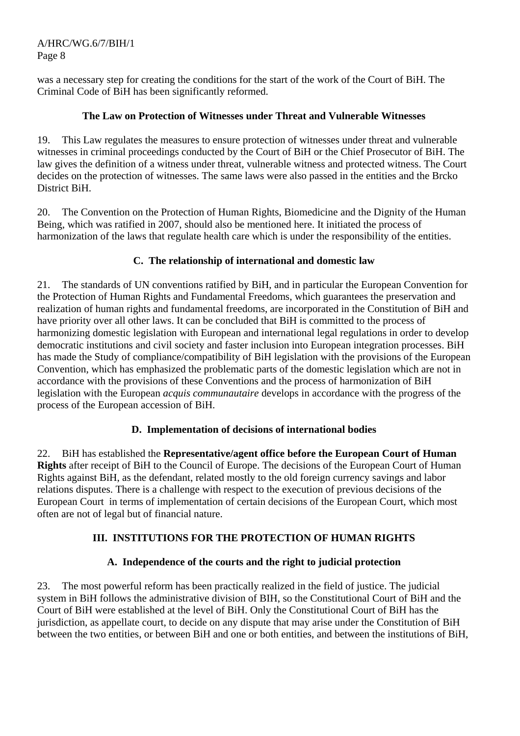was a necessary step for creating the conditions for the start of the work of the Court of BiH. The Criminal Code of BiH has been significantly reformed.

**The Law on Protection of Witnesses under Threat and Vulnerable Witnesses**

19. This Law regulates the measures to ensure protection of witnesses under threat and vulnerable witnesses in criminal proceedings conducted by the Court of BiH or the Chief Prosecutor of BiH. The law gives the definition of a witness under threat, vulnerable witness and protected witness. The Court decides on the protection of witnesses. The same laws were also passed in the entities and the Brcko District BiH.

20. The Convention on the Protection of Human Rights, Biomedicine and the Dignity of the Human Being, which was ratified in 2007, should also be mentioned here. It initiated the process of harmonization of the laws that regulate health care which is under the responsibility of the entities.

### C. The relationship of international and domestic law

21. The standards of UN conventions ratified by BiH, and in particular the European Convention for the Protection of Human Rights and Fundamental Freedoms, which guarantees the preservation and realization of human rights and fundamental freedoms, are incorporated in the Constitution of BiH and have priority over all other laws. It can be concluded that BiH is committed to the process of harmonizing domestic legislation with European and international legal regulations in order to develop democratic institutions and civil society and faster inclusion into European integration processes. BiH has made the Study of compliance/compatibility of BiH legislation with the provisions of the European Convention, which has emphasized the problematic parts of the domestic legislation which are not in accordance with the provisions of these Conventions and the process of harmonization of BiH legislation with the European *acquis communautaire* develops in accordance with the progress of the process of the European accession of BiH.

### D. Implementation of decisions of international bodies

22. BiH has established the **Representative/agent office before the European Court of Human Rights** after receipt of BiH to the Council of Europe. The decisions of the European Court of Human Rights against BiH, as the defendant, related mostly to the old foreign currency savings and labor relations disputes. There is a challenge with respect to the execution of previous decisions of the European Court in terms of implementation of certain decisions of the European Court, which most often are not of legal but of financial nature.

## III. INSTITUTIONS FOR THE PROTECTION OF HUMAN RIGHTS

### A. Independence of the courts and the right to judicial protection

23. The most powerful reform has been practically realized in the field of justice. The judicial system in BiH follows the administrative division of BIH, so the Constitutional Court of BiH and the Court of BiH were established at the level of BiH. Only the Constitutional Court of BiH has the jurisdiction, as appellate court, to decide on any dispute that may arise under the Constitution of BiH between the two entities, or between BiH and one or both entities, and between the institutions of BiH,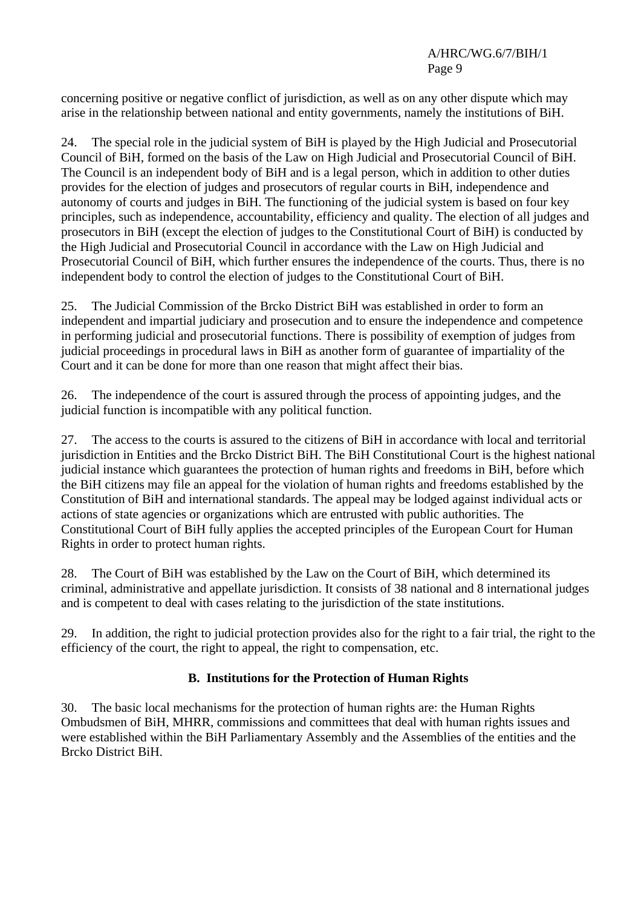concerning positive or negative conflict of jurisdiction, as well as on any other dispute which may arise in the relationship between national and entity governments, namely the institutions of BiH.

24. The special role in the judicial system of BiH is played by the High Judicial and Prosecutorial Council of BiH, formed on the basis of the Law on High Judicial and Prosecutorial Council of BiH. The Council is an independent body of BiH and is a legal person, which in addition to other duties provides for the election of judges and prosecutors of regular courts in BiH, independence and autonomy of courts and judges in BiH. The functioning of the judicial system is based on four key principles, such as independence, accountability, efficiency and quality. The election of all judges and prosecutors in BiH (except the election of judges to the Constitutional Court of BiH) is conducted by the High Judicial and Prosecutorial Council in accordance with the Law on High Judicial and Prosecutorial Council of BiH, which further ensures the independence of the courts. Thus, there is no independent body to control the election of judges to the Constitutional Court of BiH.

25. The Judicial Commission of the Brcko District BiH was established in order to form an independent and impartial judiciary and prosecution and to ensure the independence and competence in performing judicial and prosecutorial functions. There is possibility of exemption of judges from judicial proceedings in procedural laws in BiH as another form of guarantee of impartiality of the Court and it can be done for more than one reason that might affect their bias.

26. The independence of the court is assured through the process of appointing judges, and the judicial function is incompatible with any political function.

27. The access to the courts is assured to the citizens of BiH in accordance with local and territorial jurisdiction in Entities and the Brcko District BiH. The BiH Constitutional Court is the highest national judicial instance which guarantees the protection of human rights and freedoms in BiH, before which the BiH citizens may file an appeal for the violation of human rights and freedoms established by the Constitution of BiH and international standards. The appeal may be lodged against individual acts or actions of state agencies or organizations which are entrusted with public authorities. The Constitutional Court of BiH fully applies the accepted principles of the European Court for Human Rights in order to protect human rights.

28. The Court of BiH was established by the Law on the Court of BiH, which determined its criminal, administrative and appellate jurisdiction. It consists of 38 national and 8 international judges and is competent to deal with cases relating to the jurisdiction of the state institutions.

29. In addition, the right to judicial protection provides also for the right to a fair trial, the right to the efficiency of the court, the right to appeal, the right to compensation, etc.

## B. Institutions for the Protection of Human Rights

30. The basic local mechanisms for the protection of human rights are: the Human Rights Ombudsmen of BiH, MHRR, commissions and committees that deal with human rights issues and were established within the BiH Parliamentary Assembly and the Assemblies of the entities and the Brcko District BiH.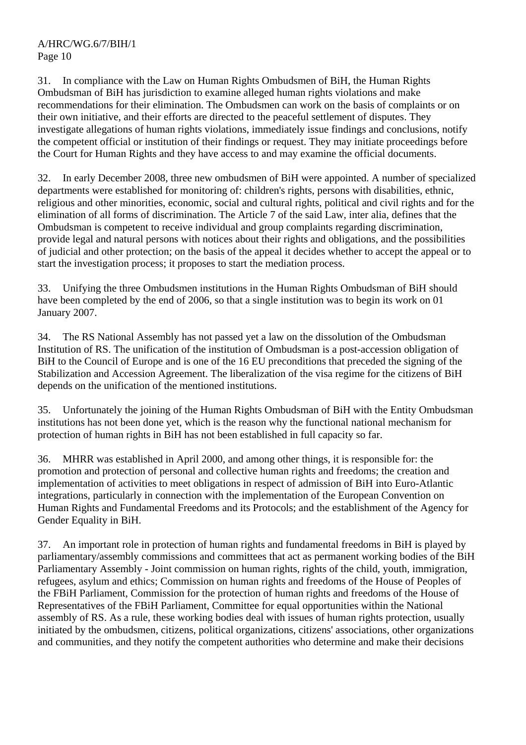31. In compliance with the Law on Human Rights Ombudsmen of BiH, the Human Rights Ombudsman of BiH has jurisdiction to examine alleged human rights violations and make recommendations for their elimination. The Ombudsmen can work on the basis of complaints or on their own initiative, and their efforts are directed to the peaceful settlement of disputes. They investigate allegations of human rights violations, immediately issue findings and conclusions, notify the competent official or institution of their findings or request. They may initiate proceedings before the Court for Human Rights and they have access to and may examine the official documents.

32. In early December 2008, three new ombudsmen of BiH were appointed. A number of specialized departments were established for monitoring of: children's rights, persons with disabilities, ethnic, religious and other minorities, economic, social and cultural rights, political and civil rights and for the elimination of all forms of discrimination. The Article 7 of the said Law, inter alia, defines that the Ombudsman is competent to receive individual and group complaints regarding discrimination, provide legal and natural persons with notices about their rights and obligations, and the possibilities of judicial and other protection; on the basis of the appeal it decides whether to accept the appeal or to start the investigation process; it proposes to start the mediation process.

33. Unifying the three Ombudsmen institutions in the Human Rights Ombudsman of BiH should have been completed by the end of 2006, so that a single institution was to begin its work on 01 January 2007.

34. The RS National Assembly has not passed yet a law on the dissolution of the Ombudsman Institution of RS. The unification of the institution of Ombudsman is a post-accession obligation of BiH to the Council of Europe and is one of the 16 EU preconditions that preceded the signing of the Stabilization and Accession Agreement. The liberalization of the visa regime for the citizens of BiH depends on the unification of the mentioned institutions.

35. Unfortunately the joining of the Human Rights Ombudsman of BiH with the Entity Ombudsman institutions has not been done yet, which is the reason why the functional national mechanism for protection of human rights in BiH has not been established in full capacity so far.

36. MHRR was established in April 2000, and among other things, it is responsible for: the promotion and protection of personal and collective human rights and freedoms; the creation and implementation of activities to meet obligations in respect of admission of BiH into Euro-Atlantic integrations, particularly in connection with the implementation of the European Convention on Human Rights and Fundamental Freedoms and its Protocols; and the establishment of the Agency for Gender Equality in BiH.

37. An important role in protection of human rights and fundamental freedoms in BiH is played by parliamentary/assembly commissions and committees that act as permanent working bodies of the BiH Parliamentary Assembly - Joint commission on human rights, rights of the child, youth, immigration, refugees, asylum and ethics; Commission on human rights and freedoms of the House of Peoples of the FBiH Parliament, Commission for the protection of human rights and freedoms of the House of Representatives of the FBiH Parliament, Committee for equal opportunities within the National assembly of RS. As a rule, these working bodies deal with issues of human rights protection, usually initiated by the ombudsmen, citizens, political organizations, citizens' associations, other organizations and communities, and they notify the competent authorities who determine and make their decisions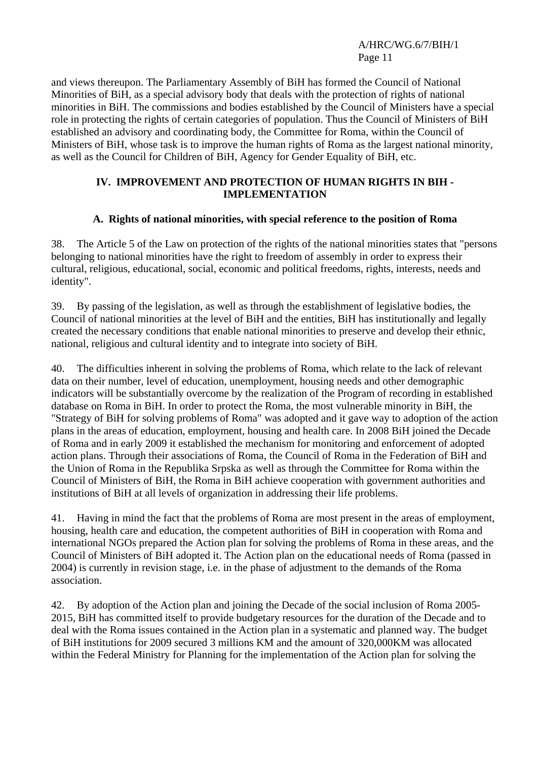and views thereupon. The Parliamentary Assembly of BiH has formed the Council of National Minorities of BiH, as a special advisory body that deals with the protection of rights of national minorities in BiH. The commissions and bodies established by the Council of Ministers have a special role in protecting the rights of certain categories of population. Thus the Council of Ministers of BiH established an advisory and coordinating body, the Committee for Roma, within the Council of Ministers of BiH, whose task is to improve the human rights of Roma as the largest national minority, as well as the Council for Children of BiH, Agency for Gender Equality of BiH, etc.

## IV. IMPROVEMENT AND PROTECTION OF HUMAN RIGHTS IN BIH - IMPLEMENTATION

### A. Rights of national minorities, with special reference to the position of Roma

38. The Article 5 of the Law on protection of the rights of the national minorities states that "persons belonging to national minorities have the right to freedom of assembly in order to express their cultural, religious, educational, social, economic and political freedoms, rights, interests, needs and identity".

39. By passing of the legislation, as well as through the establishment of legislative bodies, the Council of national minorities at the level of BiH and the entities, BiH has institutionally and legally created the necessary conditions that enable national minorities to preserve and develop their ethnic, national, religious and cultural identity and to integrate into society of BiH.

40. The difficulties inherent in solving the problems of Roma, which relate to the lack of relevant data on their number, level of education, unemployment, housing needs and other demographic indicators will be substantially overcome by the realization of the Program of recording in established database on Roma in BiH. In order to protect the Roma, the most vulnerable minority in BiH, the "Strategy of BiH for solving problems of Roma" was adopted and it gave way to adoption of the action plans in the areas of education, employment, housing and health care. In 2008 BiH joined the Decade of Roma and in early 2009 it established the mechanism for monitoring and enforcement of adopted action plans. Through their associations of Roma, the Council of Roma in the Federation of BiH and the Union of Roma in the Republika Srpska as well as through the Committee for Roma within the Council of Ministers of BiH, the Roma in BiH achieve cooperation with government authorities and institutions of BiH at all levels of organization in addressing their life problems.

41. Having in mind the fact that the problems of Roma are most present in the areas of employment, housing, health care and education, the competent authorities of BiH in cooperation with Roma and international NGOs prepared the Action plan for solving the problems of Roma in these areas, and the Council of Ministers of BiH adopted it. The Action plan on the educational needs of Roma (passed in 2004) is currently in revision stage, i.e. in the phase of adjustment to the demands of the Roma association.

42. By adoption of the Action plan and joining the Decade of the social inclusion of Roma 2005-2015, BiH has committed itself to provide budgetary resources for the duration of the Decade and to deal with the Roma issues contained in the Action plan in a systematic and planned way. The budget of BiH institutions for 2009 secured 3 millions KM and the amount of 320,000KM was allocated within the Federal Ministry for Planning for the implementation of the Action plan for solving the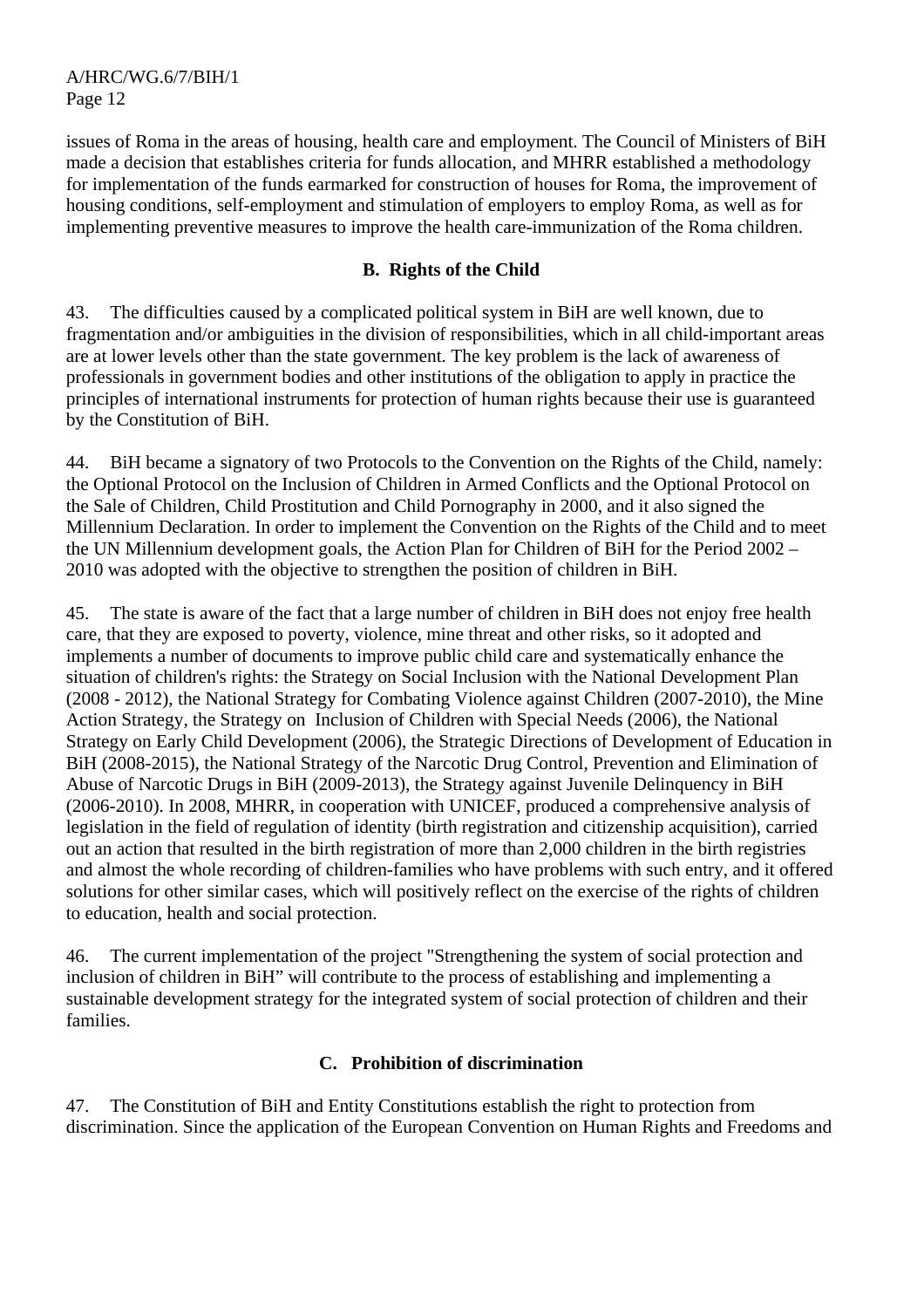issues of Roma in the areas of housing, health care and employment. The Council of Ministers of BiH made a decision that establishes criteria for funds allocation, and MHRR established a methodology for implementation of the funds earmarked for construction of houses for Roma, the improvement of housing conditions, self-employment and stimulation of employers to employ Roma, as well as for implementing preventive measures to improve the health care-immunization of the Roma children.

## B. Rights of the Child

43. The difficulties caused by a complicated political system in BiH are well known, due to fragmentation and/or ambiguities in the division of responsibilities, which in all child-important areas are at lower levels other than the state government. The key problem is the lack of awareness of professionals in government bodies and other institutions of the obligation to apply in practice the principles of international instruments for protection of human rights because their use is guaranteed by the Constitution of BiH.

44. BiH became a signatory of two Protocols to the Convention on the Rights of the Child, namely: the Optional Protocol on the Inclusion of Children in Armed Conflicts and the Optional Protocol on the Sale of Children, Child Prostitution and Child Pornography in 2000, and it also signed the Millennium Declaration. In order to implement the Convention on the Rights of the Child and to meet the UN Millennium development goals, the Action Plan for Children of BiH for the Period 2002 – 2010 was adopted with the objective to strengthen the position of children in BiH.

45. The state is aware of the fact that a large number of children in BiH does not enjoy free health care, that they are exposed to poverty, violence, mine threat and other risks, so it adopted and implements a number of documents to improve public child care and systematically enhance the situation of children's rights: the Strategy on Social Inclusion with the National Development Plan (2008 - 2012), the National Strategy for Combating Violence against Children (2007-2010), the Mine Action Strategy, the Strategy on Inclusion of Children with Special Needs (2006), the National Strategy on Early Child Development (2006), the Strategic Directions of Development of Education in BiH (2008-2015), the National Strategy of the Narcotic Drug Control, Prevention and Elimination of Abuse of Narcotic Drugs in BiH (2009-2013), the Strategy against Juvenile Delinquency in BiH (2006-2010). In 2008, MHRR, in cooperation with UNICEF, produced a comprehensive analysis of legislation in the field of regulation of identity (birth registration and citizenship acquisition), carried out an action that resulted in the birth registration of more than 2,000 children in the birth registries and almost the whole recording of children-families who have problems with such entry, and it offered solutions for other similar cases, which will positively reflect on the exercise of the rights of children to education, health and social protection.

46. The current implementation of the project "Strengthening the system of social protection and inclusion of children in BiH" will contribute to the process of establishing and implementing a sustainable development strategy for the integrated system of social protection of children and their families.

## C. Prohibition of discrimination

47. The Constitution of BiH and Entity Constitutions establish the right to protection from discrimination. Since the application of the European Convention on Human Rights and Freedoms and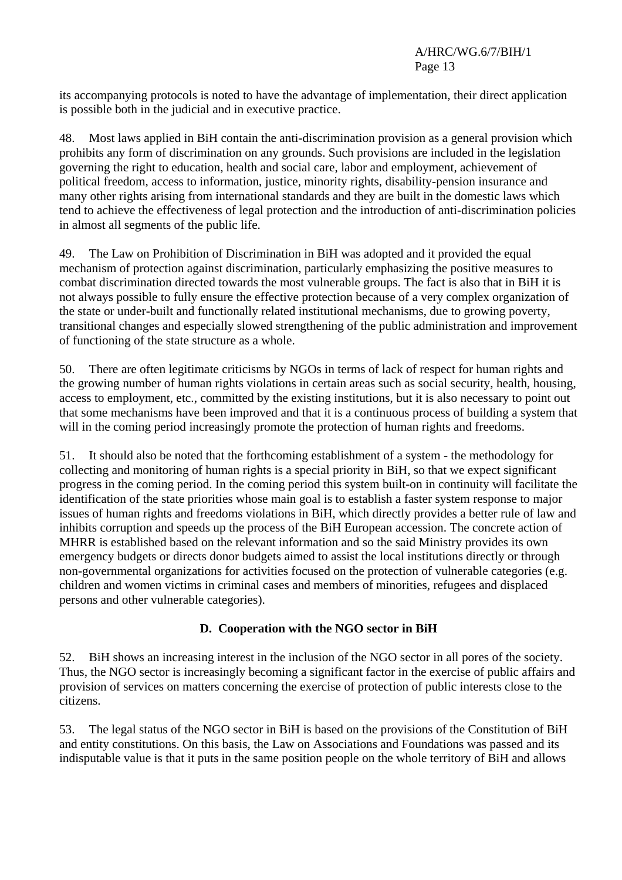its accompanying protocols is noted to have the advantage of implementation, their direct application is possible both in the judicial and in executive practice.

48. Most laws applied in BiH contain the anti-discrimination provision as a general provision which prohibits any form of discrimination on any grounds. Such provisions are included in the legislation governing the right to education, health and social care, labor and employment, achievement of political freedom, access to information, justice, minority rights, disability-pension insurance and many other rights arising from international standards and they are built in the domestic laws which tend to achieve the effectiveness of legal protection and the introduction of anti-discrimination policies in almost all segments of the public life.

49. The Law on Prohibition of Discrimination in BiH was adopted and it provided the equal mechanism of protection against discrimination, particularly emphasizing the positive measures to combat discrimination directed towards the most vulnerable groups. The fact is also that in BiH it is not always possible to fully ensure the effective protection because of a very complex organization of the state or under-built and functionally related institutional mechanisms, due to growing poverty, transitional changes and especially slowed strengthening of the public administration and improvement of functioning of the state structure as a whole.

50. There are often legitimate criticisms by NGOs in terms of lack of respect for human rights and the growing number of human rights violations in certain areas such as social security, health, housing, access to employment, etc., committed by the existing institutions, but it is also necessary to point out that some mechanisms have been improved and that it is a continuous process of building a system that will in the coming period increasingly promote the protection of human rights and freedoms.

51. It should also be noted that the forthcoming establishment of a system - the methodology for collecting and monitoring of human rights is a special priority in BiH, so that we expect significant progress in the coming period. In the coming period this system built-on in continuity will facilitate the identification of the state priorities whose main goal is to establish a faster system response to major issues of human rights and freedoms violations in BiH, which directly provides a better rule of law and inhibits corruption and speeds up the process of the BiH European accession. The concrete action of MHRR is established based on the relevant information and so the said Ministry provides its own emergency budgets or directs donor budgets aimed to assist the local institutions directly or through non-governmental organizations for activities focused on the protection of vulnerable categories (e.g. children and women victims in criminal cases and members of minorities, refugees and displaced persons and other vulnerable categories).

### D. Cooperation with the NGO sector in BiH

52. BiH shows an increasing interest in the inclusion of the NGO sector in all pores of the society. Thus, the NGO sector is increasingly becoming a significant factor in the exercise of public affairs and provision of services on matters concerning the exercise of protection of public interests close to the citizens.

53. The legal status of the NGO sector in BiH is based on the provisions of the Constitution of BiH and entity constitutions. On this basis, the Law on Associations and Foundations was passed and its indisputable value is that it puts in the same position people on the whole territory of BiH and allows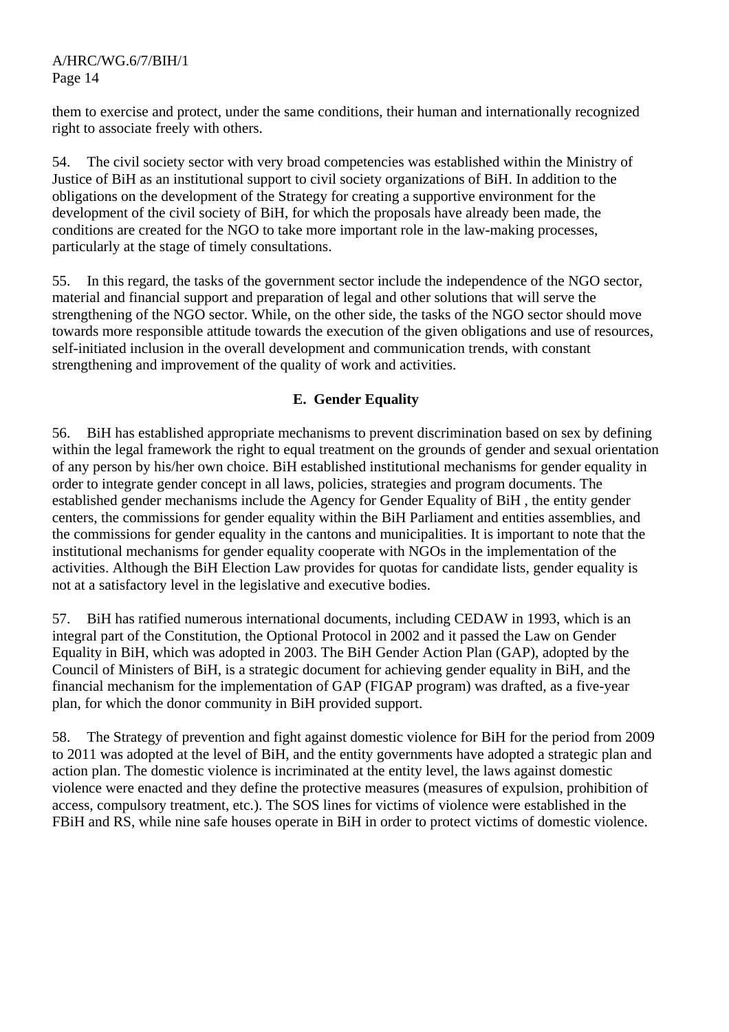them to exercise and protect, under the same conditions, their human and internationally recognized right to associate freely with others.

54. The civil society sector with very broad competencies was established within the Ministry of Justice of BiH as an institutional support to civil society organizations of BiH. In addition to the obligations on the development of the Strategy for creating a supportive environment for the development of the civil society of BiH, for which the proposals have already been made, the conditions are created for the NGO to take more important role in the law-making processes, particularly at the stage of timely consultations.

55. In this regard, the tasks of the government sector include the independence of the NGO sector, material and financial support and preparation of legal and other solutions that will serve the strengthening of the NGO sector. While, on the other side, the tasks of the NGO sector should move towards more responsible attitude towards the execution of the given obligations and use of resources, self-initiated inclusion in the overall development and communication trends, with constant strengthening and improvement of the quality of work and activities.

## E. Gender Equality

56. BiH has established appropriate mechanisms to prevent discrimination based on sex by defining within the legal framework the right to equal treatment on the grounds of gender and sexual orientation of any person by his/her own choice. BiH established institutional mechanisms for gender equality in order to integrate gender concept in all laws, policies, strategies and program documents. The established gender mechanisms include the Agency for Gender Equality of BiH , the entity gender centers, the commissions for gender equality within the BiH Parliament and entities assemblies, and the commissions for gender equality in the cantons and municipalities. It is important to note that the institutional mechanisms for gender equality cooperate with NGOs in the implementation of the activities. Although the BiH Election Law provides for quotas for candidate lists, gender equality is not at a satisfactory level in the legislative and executive bodies.

57. BiH has ratified numerous international documents, including CEDAW in 1993, which is an integral part of the Constitution, the Optional Protocol in 2002 and it passed the Law on Gender Equality in BiH, which was adopted in 2003. The BiH Gender Action Plan (GAP), adopted by the Council of Ministers of BiH, is a strategic document for achieving gender equality in BiH, and the financial mechanism for the implementation of GAP (FIGAP program) was drafted, as a five-year plan, for which the donor community in BiH provided support.

58. The Strategy of prevention and fight against domestic violence for BiH for the period from 2009 to 2011 was adopted at the level of BiH, and the entity governments have adopted a strategic plan and action plan. The domestic violence is incriminated at the entity level, the laws against domestic violence were enacted and they define the protective measures (measures of expulsion, prohibition of access, compulsory treatment, etc.). The SOS lines for victims of violence were established in the FBiH and RS, while nine safe houses operate in BiH in order to protect victims of domestic violence.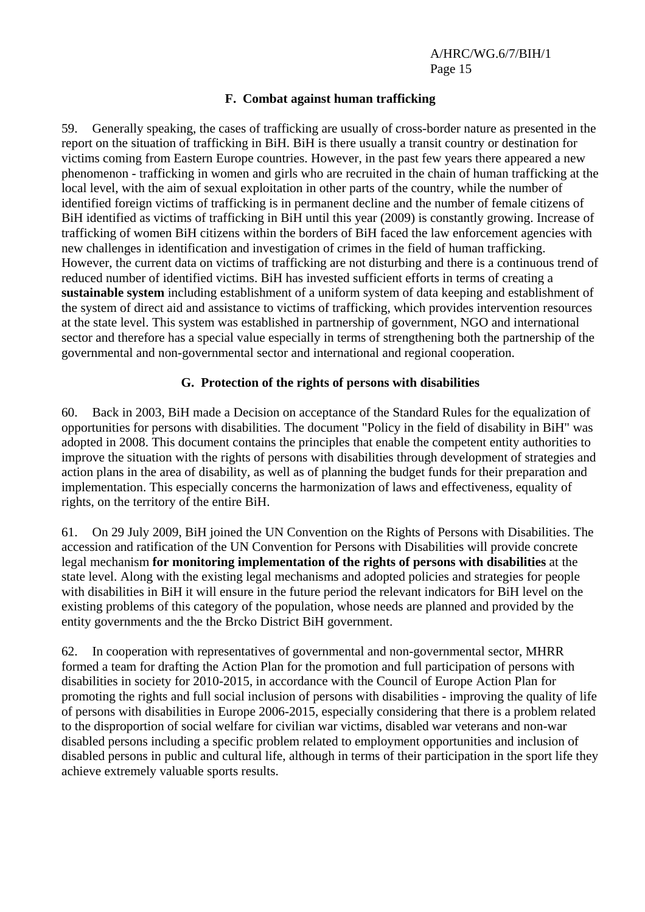### F. Combat against human trafficking

59. Generally speaking, the cases of trafficking are usually of cross-border nature as presented in the report on the situation of trafficking in BiH. BiH is there usually a transit country or destination for victims coming from Eastern Europe countries. However, in the past few years there appeared a new phenomenon - trafficking in women and girls who are recruited in the chain of human trafficking at the local level, with the aim of sexual exploitation in other parts of the country, while the number of identified foreign victims of trafficking is in permanent decline and the number of female citizens of BiH identified as victims of trafficking in BiH until this year (2009) is constantly growing. Increase of trafficking of women BiH citizens within the borders of BiH faced the law enforcement agencies with new challenges in identification and investigation of crimes in the field of human trafficking. However, the current data on victims of trafficking are not disturbing and there is a continuous trend of reduced number of identified victims. BiH has invested sufficient efforts in terms of creating a **sustainable system** including establishment of a uniform system of data keeping and establishment of the system of direct aid and assistance to victims of trafficking, which provides intervention resources at the state level. This system was established in partnership of government, NGO and international sector and therefore has a special value especially in terms of strengthening both the partnership of the governmental and non-governmental sector and international and regional cooperation.

### G. Protection of the rights of persons with disabilities

60. Back in 2003, BiH made a Decision on acceptance of the Standard Rules for the equalization of opportunities for persons with disabilities. The document "Policy in the field of disability in BiH" was adopted in 2008. This document contains the principles that enable the competent entity authorities to improve the situation with the rights of persons with disabilities through development of strategies and action plans in the area of disability, as well as of planning the budget funds for their preparation and implementation. This especially concerns the harmonization of laws and effectiveness, equality of rights, on the territory of the entire BiH.

61. On 29 July 2009, BiH joined the UN Convention on the Rights of Persons with Disabilities. The accession and ratification of the UN Convention for Persons with Disabilities will provide concrete legal mechanism **for monitoring implementation of the rights of persons with disabilities** at the state level. Along with the existing legal mechanisms and adopted policies and strategies for people with disabilities in BiH it will ensure in the future period the relevant indicators for BiH level on the existing problems of this category of the population, whose needs are planned and provided by the entity governments and the the Brcko District BiH government.

62. In cooperation with representatives of governmental and non-governmental sector, MHRR formed a team for drafting the Action Plan for the promotion and full participation of persons with disabilities in society for 2010-2015, in accordance with the Council of Europe Action Plan for promoting the rights and full social inclusion of persons with disabilities - improving the quality of life of persons with disabilities in Europe 2006-2015, especially considering that there is a problem related to the disproportion of social welfare for civilian war victims, disabled war veterans and non-war disabled persons including a specific problem related to employment opportunities and inclusion of disabled persons in public and cultural life, although in terms of their participation in the sport life they achieve extremely valuable sports results.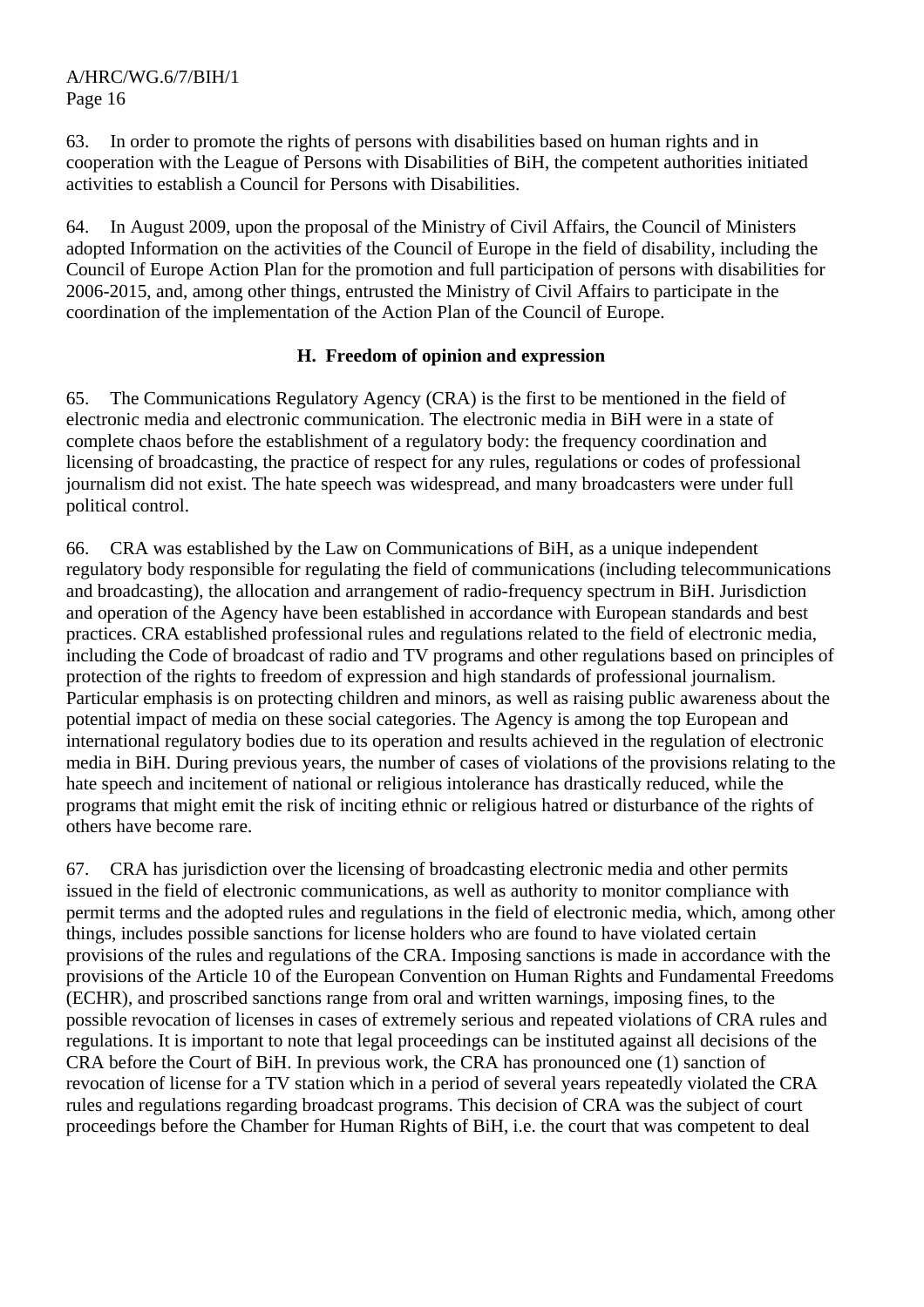63. In order to promote the rights of persons with disabilities based on human rights and in cooperation with the League of Persons with Disabilities of BiH, the competent authorities initiated activities to establish a Council for Persons with Disabilities.

64. In August 2009, upon the proposal of the Ministry of Civil Affairs, the Council of Ministers adopted Information on the activities of the Council of Europe in the field of disability, including the Council of Europe Action Plan for the promotion and full participation of persons with disabilities for 2006-2015, and, among other things, entrusted the Ministry of Civil Affairs to participate in the coordination of the implementation of the Action Plan of the Council of Europe.

### H. Freedom of opinion and expression

65. The Communications Regulatory Agency (CRA) is the first to be mentioned in the field of electronic media and electronic communication. The electronic media in BiH were in a state of complete chaos before the establishment of a regulatory body: the frequency coordination and licensing of broadcasting, the practice of respect for any rules, regulations or codes of professional journalism did not exist. The hate speech was widespread, and many broadcasters were under full political control.

66. CRA was established by the Law on Communications of BiH, as a unique independent regulatory body responsible for regulating the field of communications (including telecommunications and broadcasting), the allocation and arrangement of radio-frequency spectrum in BiH. Jurisdiction and operation of the Agency have been established in accordance with European standards and best practices. CRA established professional rules and regulations related to the field of electronic media, including the Code of broadcast of radio and TV programs and other regulations based on principles of protection of the rights to freedom of expression and high standards of professional journalism. Particular emphasis is on protecting children and minors, as well as raising public awareness about the potential impact of media on these social categories. The Agency is among the top European and international regulatory bodies due to its operation and results achieved in the regulation of electronic media in BiH. During previous years, the number of cases of violations of the provisions relating to the hate speech and incitement of national or religious intolerance has drastically reduced, while the programs that might emit the risk of inciting ethnic or religious hatred or disturbance of the rights of others have become rare.

67. CRA has jurisdiction over the licensing of broadcasting electronic media and other permits issued in the field of electronic communications, as well as authority to monitor compliance with permit terms and the adopted rules and regulations in the field of electronic media, which, among other things, includes possible sanctions for license holders who are found to have violated certain provisions of the rules and regulations of the CRA. Imposing sanctions is made in accordance with the provisions of the Article 10 of the European Convention on Human Rights and Fundamental Freedoms (ECHR), and proscribed sanctions range from oral and written warnings, imposing fines, to the possible revocation of licenses in cases of extremely serious and repeated violations of CRA rules and regulations. It is important to note that legal proceedings can be instituted against all decisions of the CRA before the Court of BiH. In previous work, the CRA has pronounced one (1) sanction of revocation of license for a TV station which in a period of several years repeatedly violated the CRA rules and regulations regarding broadcast programs. This decision of CRA was the subject of court proceedings before the Chamber for Human Rights of BiH, i.e. the court that was competent to deal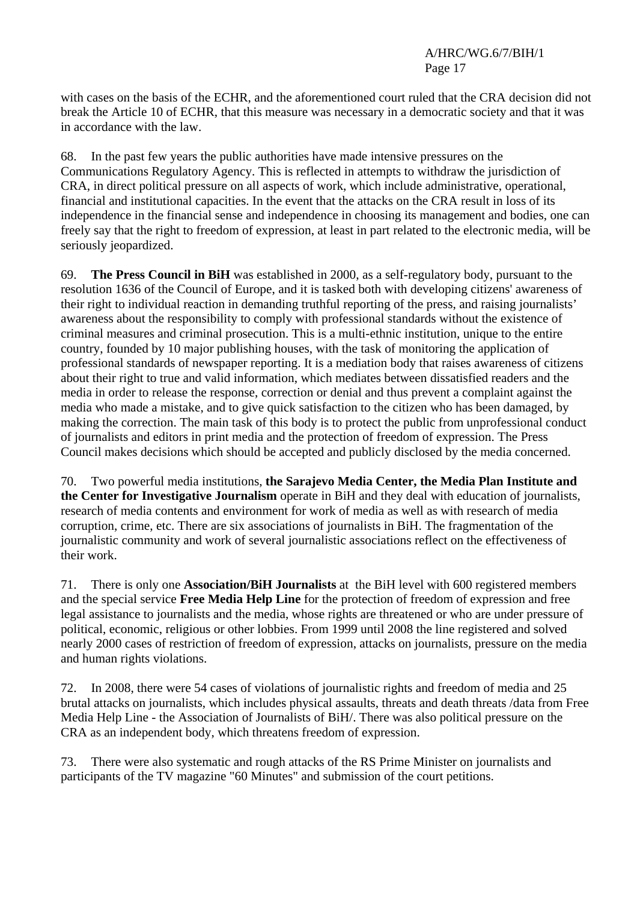with cases on the basis of the ECHR, and the aforementioned court ruled that the CRA decision did not break the Article 10 of ECHR, that this measure was necessary in a democratic society and that it was in accordance with the law.

68. In the past few years the public authorities have made intensive pressures on the Communications Regulatory Agency. This is reflected in attempts to withdraw the jurisdiction of CRA, in direct political pressure on all aspects of work, which include administrative, operational, financial and institutional capacities. In the event that the attacks on the CRA result in loss of its independence in the financial sense and independence in choosing its management and bodies, one can freely say that the right to freedom of expression, at least in part related to the electronic media, will be seriously jeopardized.

69. **The Press Council in BiH** was established in 2000, as a self-regulatory body, pursuant to the resolution 1636 of the Council of Europe, and it is tasked both with developing citizens' awareness of their right to individual reaction in demanding truthful reporting of the press, and raising journalists' awareness about the responsibility to comply with professional standards without the existence of criminal measures and criminal prosecution. This is a multi-ethnic institution, unique to the entire country, founded by 10 major publishing houses, with the task of monitoring the application of professional standards of newspaper reporting. It is a mediation body that raises awareness of citizens about their right to true and valid information, which mediates between dissatisfied readers and the media in order to release the response, correction or denial and thus prevent a complaint against the media who made a mistake, and to give quick satisfaction to the citizen who has been damaged, by making the correction. The main task of this body is to protect the public from unprofessional conduct of journalists and editors in print media and the protection of freedom of expression. The Press Council makes decisions which should be accepted and publicly disclosed by the media concerned.

70. Two powerful media institutions, **the Sarajevo Media Center, the Media Plan Institute and the Center for Investigative Journalism** operate in BiH and they deal with education of journalists, research of media contents and environment for work of media as well as with research of media corruption, crime, etc. There are six associations of journalists in BiH. The fragmentation of the journalistic community and work of several journalistic associations reflect on the effectiveness of their work.

71. There is only one **Association/BiH Journalists** at the BiH level with 600 registered members and the special service **Free Media Help Line** for the protection of freedom of expression and free legal assistance to journalists and the media, whose rights are threatened or who are under pressure of political, economic, religious or other lobbies. From 1999 until 2008 the line registered and solved nearly 2000 cases of restriction of freedom of expression, attacks on journalists, pressure on the media and human rights violations.

72. In 2008, there were 54 cases of violations of journalistic rights and freedom of media and 25 brutal attacks on journalists, which includes physical assaults, threats and death threats /data from Free Media Help Line - the Association of Journalists of BiH/. There was also political pressure on the CRA as an independent body, which threatens freedom of expression.

73. There were also systematic and rough attacks of the RS Prime Minister on journalists and participants of the TV magazine "60 Minutes" and submission of the court petitions.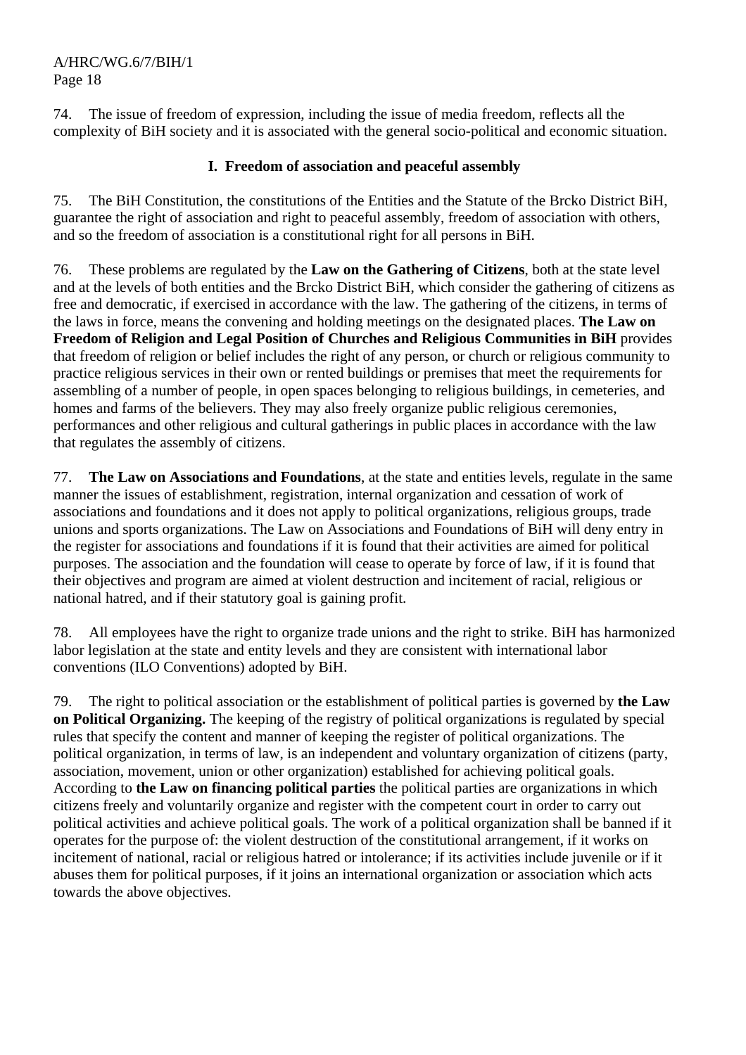74. The issue of freedom of expression, including the issue of media freedom, reflects all the complexity of BiH society and it is associated with the general socio-political and economic situation.

## I. Freedom of association and peaceful assembly

75. The BiH Constitution, the constitutions of the Entities and the Statute of the Brcko District BiH, guarantee the right of association and right to peaceful assembly, freedom of association with others, and so the freedom of association is a constitutional right for all persons in BiH.

76. These problems are regulated by the **Law on the Gathering of Citizens**, both at the state level and at the levels of both entities and the Brcko District BiH, which consider the gathering of citizens as free and democratic, if exercised in accordance with the law. The gathering of the citizens, in terms of the laws in force, means the convening and holding meetings on the designated places. **The Law on Freedom of Religion and Legal Position of Churches and Religious Communities in BiH** provides that freedom of religion or belief includes the right of any person, or church or religious community to practice religious services in their own or rented buildings or premises that meet the requirements for assembling of a number of people, in open spaces belonging to religious buildings, in cemeteries, and homes and farms of the believers. They may also freely organize public religious ceremonies, performances and other religious and cultural gatherings in public places in accordance with the law that regulates the assembly of citizens.

77. **The Law on Associations and Foundations**, at the state and entities levels, regulate in the same manner the issues of establishment, registration, internal organization and cessation of work of associations and foundations and it does not apply to political organizations, religious groups, trade unions and sports organizations. The Law on Associations and Foundations of BiH will deny entry in the register for associations and foundations if it is found that their activities are aimed for political purposes. The association and the foundation will cease to operate by force of law, if it is found that their objectives and program are aimed at violent destruction and incitement of racial, religious or national hatred, and if their statutory goal is gaining profit.

78. All employees have the right to organize trade unions and the right to strike. BiH has harmonized labor legislation at the state and entity levels and they are consistent with international labor conventions (ILO Conventions) adopted by BiH.

79. The right to political association or the establishment of political parties is governed by **the Law on Political Organizing.** The keeping of the registry of political organizations is regulated by special rules that specify the content and manner of keeping the register of political organizations. The political organization, in terms of law, is an independent and voluntary organization of citizens (party, association, movement, union or other organization) established for achieving political goals. According to **the Law on financing political parties** the political parties are organizations in which citizens freely and voluntarily organize and register with the competent court in order to carry out political activities and achieve political goals. The work of a political organization shall be banned if it operates for the purpose of: the violent destruction of the constitutional arrangement, if it works on incitement of national, racial or religious hatred or intolerance; if its activities include juvenile or if it abuses them for political purposes, if it joins an international organization or association which acts towards the above objectives.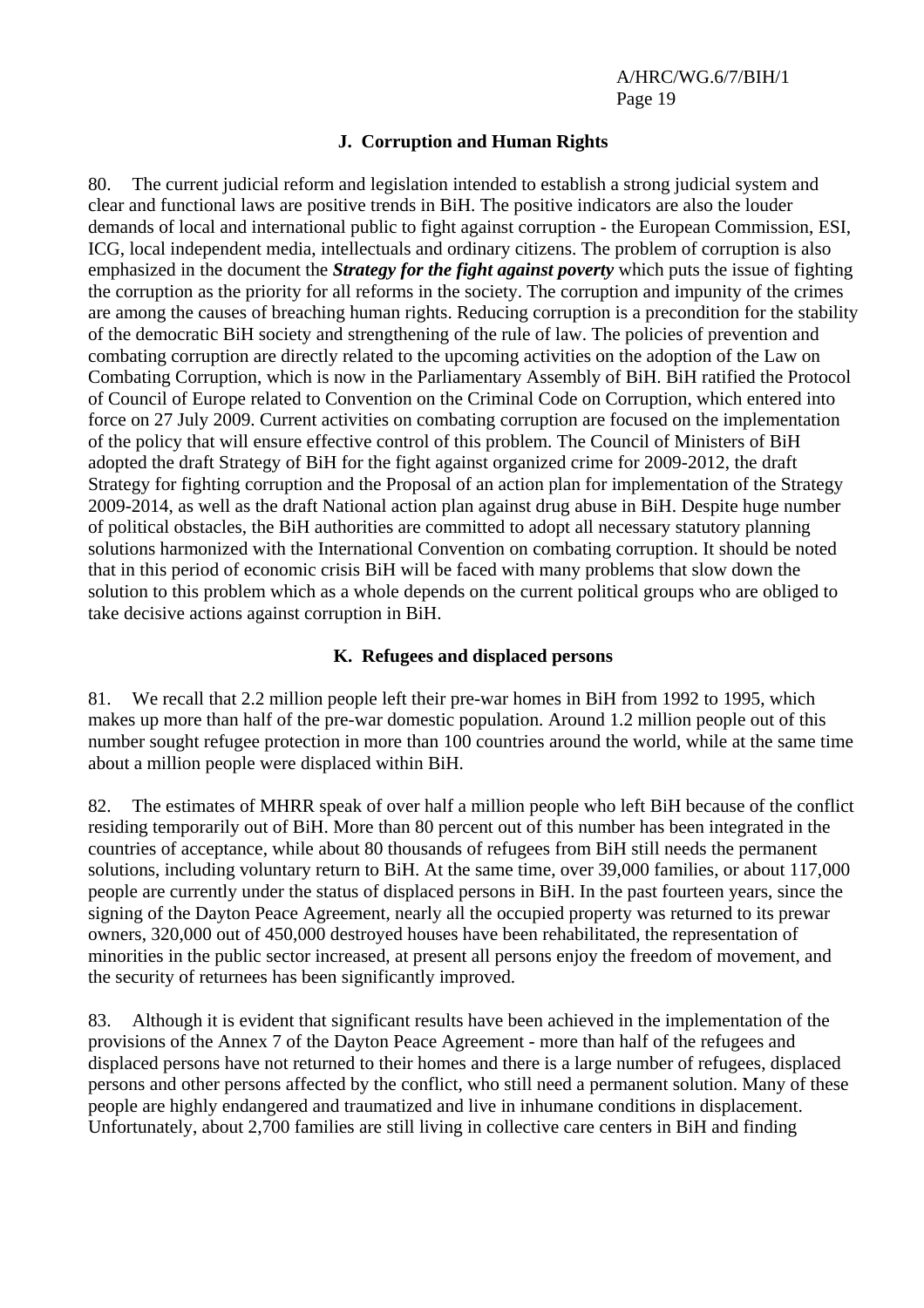### J. Corruption and Human Rights

80. The current judicial reform and legislation intended to establish a strong judicial system and clear and functional laws are positive trends in BiH. The positive indicators are also the louder demands of local and international public to fight against corruption - the European Commission, ESI, ICG, local independent media, intellectuals and ordinary citizens. The problem of corruption is also emphasized in the document the ***Strategy for the fight against poverty*** which puts the issue of fighting the corruption as the priority for all reforms in the society. The corruption and impunity of the crimes are among the causes of breaching human rights. Reducing corruption is a precondition for the stability of the democratic BiH society and strengthening of the rule of law. The policies of prevention and combating corruption are directly related to the upcoming activities on the adoption of the Law on Combating Corruption, which is now in the Parliamentary Assembly of BiH. BiH ratified the Protocol of Council of Europe related to Convention on the Criminal Code on Corruption, which entered into force on 27 July 2009. Current activities on combating corruption are focused on the implementation of the policy that will ensure effective control of this problem. The Council of Ministers of BiH adopted the draft Strategy of BiH for the fight against organized crime for 2009-2012, the draft Strategy for fighting corruption and the Proposal of an action plan for implementation of the Strategy 2009-2014, as well as the draft National action plan against drug abuse in BiH. Despite huge number of political obstacles, the BiH authorities are committed to adopt all necessary statutory planning solutions harmonized with the International Convention on combating corruption. It should be noted that in this period of economic crisis BiH will be faced with many problems that slow down the solution to this problem which as a whole depends on the current political groups who are obliged to take decisive actions against corruption in BiH.

### K. Refugees and displaced persons

81. We recall that 2.2 million people left their pre-war homes in BiH from 1992 to 1995, which makes up more than half of the pre-war domestic population. Around 1.2 million people out of this number sought refugee protection in more than 100 countries around the world, while at the same time about a million people were displaced within BiH.

82. The estimates of MHRR speak of over half a million people who left BiH because of the conflict residing temporarily out of BiH. More than 80 percent out of this number has been integrated in the countries of acceptance, while about 80 thousands of refugees from BiH still needs the permanent solutions, including voluntary return to BiH. At the same time, over 39,000 families, or about 117,000 people are currently under the status of displaced persons in BiH. In the past fourteen years, since the signing of the Dayton Peace Agreement, nearly all the occupied property was returned to its prewar owners, 320,000 out of 450,000 destroyed houses have been rehabilitated, the representation of minorities in the public sector increased, at present all persons enjoy the freedom of movement, and the security of returnees has been significantly improved.

83. Although it is evident that significant results have been achieved in the implementation of the provisions of the Annex 7 of the Dayton Peace Agreement - more than half of the refugees and displaced persons have not returned to their homes and there is a large number of refugees, displaced persons and other persons affected by the conflict, who still need a permanent solution. Many of these people are highly endangered and traumatized and live in inhumane conditions in displacement. Unfortunately, about 2,700 families are still living in collective care centers in BiH and finding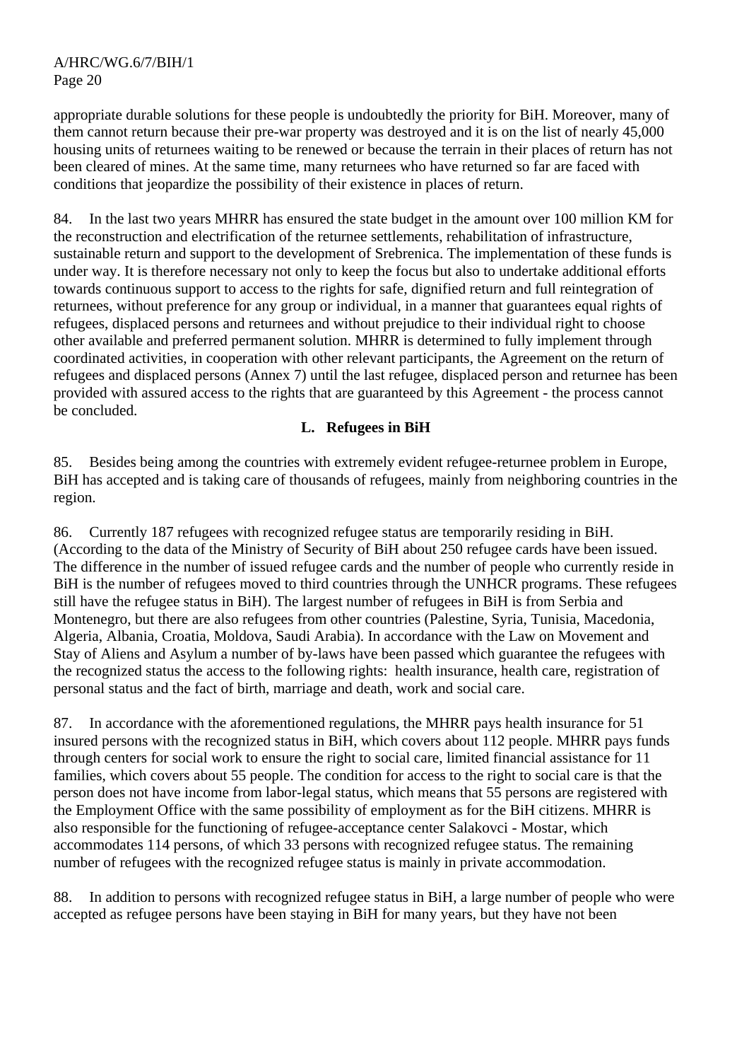appropriate durable solutions for these people is undoubtedly the priority for BiH. Moreover, many of them cannot return because their pre-war property was destroyed and it is on the list of nearly 45,000 housing units of returnees waiting to be renewed or because the terrain in their places of return has not been cleared of mines. At the same time, many returnees who have returned so far are faced with conditions that jeopardize the possibility of their existence in places of return.

84. In the last two years MHRR has ensured the state budget in the amount over 100 million KM for the reconstruction and electrification of the returnee settlements, rehabilitation of infrastructure, sustainable return and support to the development of Srebrenica. The implementation of these funds is under way. It is therefore necessary not only to keep the focus but also to undertake additional efforts towards continuous support to access to the rights for safe, dignified return and full reintegration of returnees, without preference for any group or individual, in a manner that guarantees equal rights of refugees, displaced persons and returnees and without prejudice to their individual right to choose other available and preferred permanent solution. MHRR is determined to fully implement through coordinated activities, in cooperation with other relevant participants, the Agreement on the return of refugees and displaced persons (Annex 7) until the last refugee, displaced person and returnee has been provided with assured access to the rights that are guaranteed by this Agreement - the process cannot be concluded.

### L. Refugees in BiH

85. Besides being among the countries with extremely evident refugee-returnee problem in Europe, BiH has accepted and is taking care of thousands of refugees, mainly from neighboring countries in the region.

86. Currently 187 refugees with recognized refugee status are temporarily residing in BiH. (According to the data of the Ministry of Security of BiH about 250 refugee cards have been issued. The difference in the number of issued refugee cards and the number of people who currently reside in BiH is the number of refugees moved to third countries through the UNHCR programs. These refugees still have the refugee status in BiH). The largest number of refugees in BiH is from Serbia and Montenegro, but there are also refugees from other countries (Palestine, Syria, Tunisia, Macedonia, Algeria, Albania, Croatia, Moldova, Saudi Arabia). In accordance with the Law on Movement and Stay of Aliens and Asylum a number of by-laws have been passed which guarantee the refugees with the recognized status the access to the following rights: health insurance, health care, registration of personal status and the fact of birth, marriage and death, work and social care.

87. In accordance with the aforementioned regulations, the MHRR pays health insurance for 51 insured persons with the recognized status in BiH, which covers about 112 people. MHRR pays funds through centers for social work to ensure the right to social care, limited financial assistance for 11 families, which covers about 55 people. The condition for access to the right to social care is that the person does not have income from labor-legal status, which means that 55 persons are registered with the Employment Office with the same possibility of employment as for the BiH citizens. MHRR is also responsible for the functioning of refugee-acceptance center Salakovci - Mostar, which accommodates 114 persons, of which 33 persons with recognized refugee status. The remaining number of refugees with the recognized refugee status is mainly in private accommodation.

88. In addition to persons with recognized refugee status in BiH, a large number of people who were accepted as refugee persons have been staying in BiH for many years, but they have not been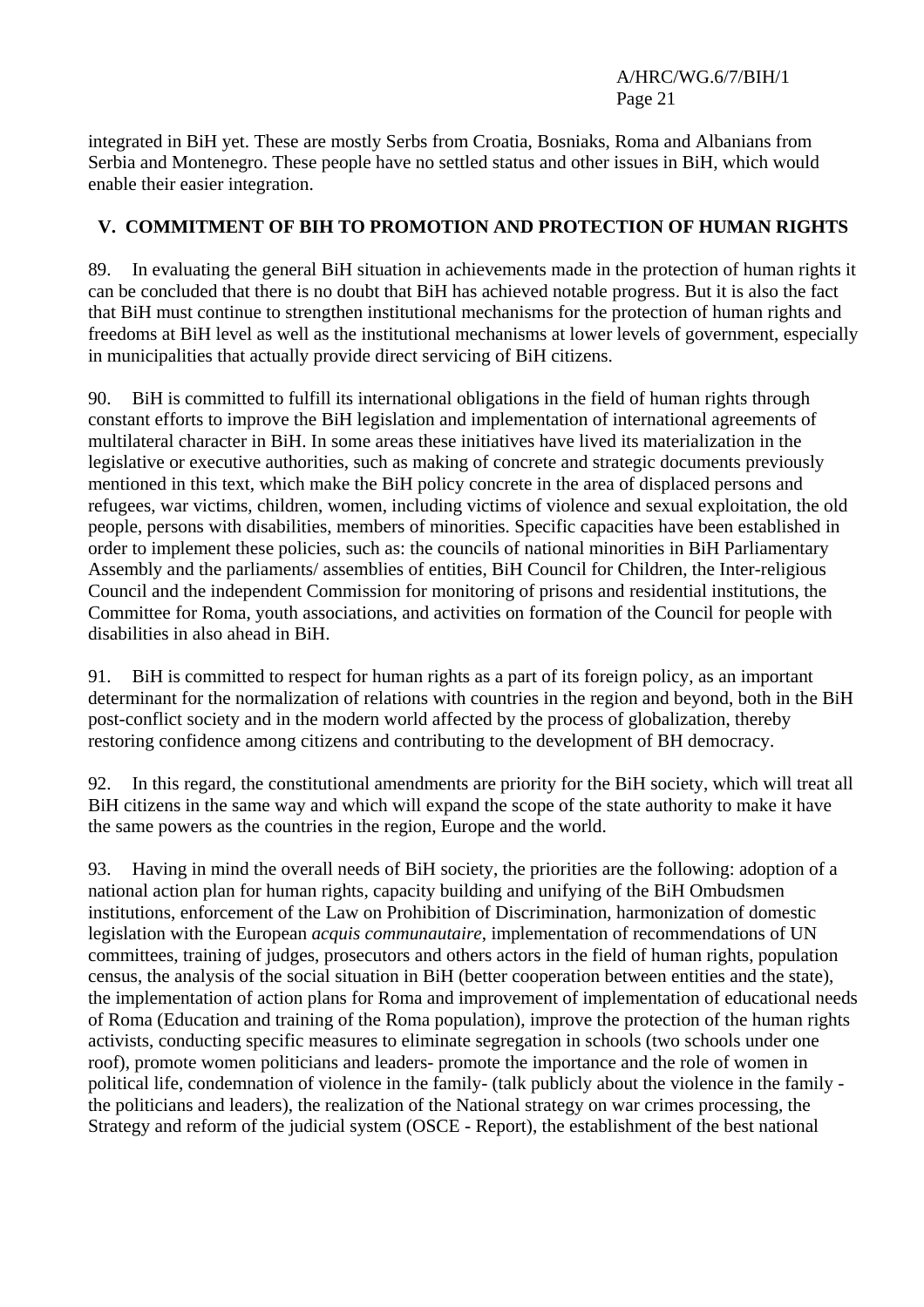integrated in BiH yet. These are mostly Serbs from Croatia, Bosniaks, Roma and Albanians from Serbia and Montenegro. These people have no settled status and other issues in BiH, which would enable their easier integration.

## V. COMMITMENT OF BIH TO PROMOTION AND PROTECTION OF HUMAN RIGHTS

89. In evaluating the general BiH situation in achievements made in the protection of human rights it can be concluded that there is no doubt that BiH has achieved notable progress. But it is also the fact that BiH must continue to strengthen institutional mechanisms for the protection of human rights and freedoms at BiH level as well as the institutional mechanisms at lower levels of government, especially in municipalities that actually provide direct servicing of BiH citizens.

90. BiH is committed to fulfill its international obligations in the field of human rights through constant efforts to improve the BiH legislation and implementation of international agreements of multilateral character in BiH. In some areas these initiatives have lived its materialization in the legislative or executive authorities, such as making of concrete and strategic documents previously mentioned in this text, which make the BiH policy concrete in the area of displaced persons and refugees, war victims, children, women, including victims of violence and sexual exploitation, the old people, persons with disabilities, members of minorities. Specific capacities have been established in order to implement these policies, such as: the councils of national minorities in BiH Parliamentary Assembly and the parliaments/ assemblies of entities, BiH Council for Children, the Inter-religious Council and the independent Commission for monitoring of prisons and residential institutions, the Committee for Roma, youth associations, and activities on formation of the Council for people with disabilities in also ahead in BiH.

91. BiH is committed to respect for human rights as a part of its foreign policy, as an important determinant for the normalization of relations with countries in the region and beyond, both in the BiH post-conflict society and in the modern world affected by the process of globalization, thereby restoring confidence among citizens and contributing to the development of BH democracy.

92. In this regard, the constitutional amendments are priority for the BiH society, which will treat all BiH citizens in the same way and which will expand the scope of the state authority to make it have the same powers as the countries in the region, Europe and the world.

93. Having in mind the overall needs of BiH society, the priorities are the following: adoption of a national action plan for human rights, capacity building and unifying of the BiH Ombudsmen institutions, enforcement of the Law on Prohibition of Discrimination, harmonization of domestic legislation with the European *acquis communautaire*, implementation of recommendations of UN committees, training of judges, prosecutors and others actors in the field of human rights, population census, the analysis of the social situation in BiH (better cooperation between entities and the state), the implementation of action plans for Roma and improvement of implementation of educational needs of Roma (Education and training of the Roma population), improve the protection of the human rights activists, conducting specific measures to eliminate segregation in schools (two schools under one roof), promote women politicians and leaders- promote the importance and the role of women in political life, condemnation of violence in the family- (talk publicly about the violence in the family - the politicians and leaders), the realization of the National strategy on war crimes processing, the Strategy and reform of the judicial system (OSCE - Report), the establishment of the best national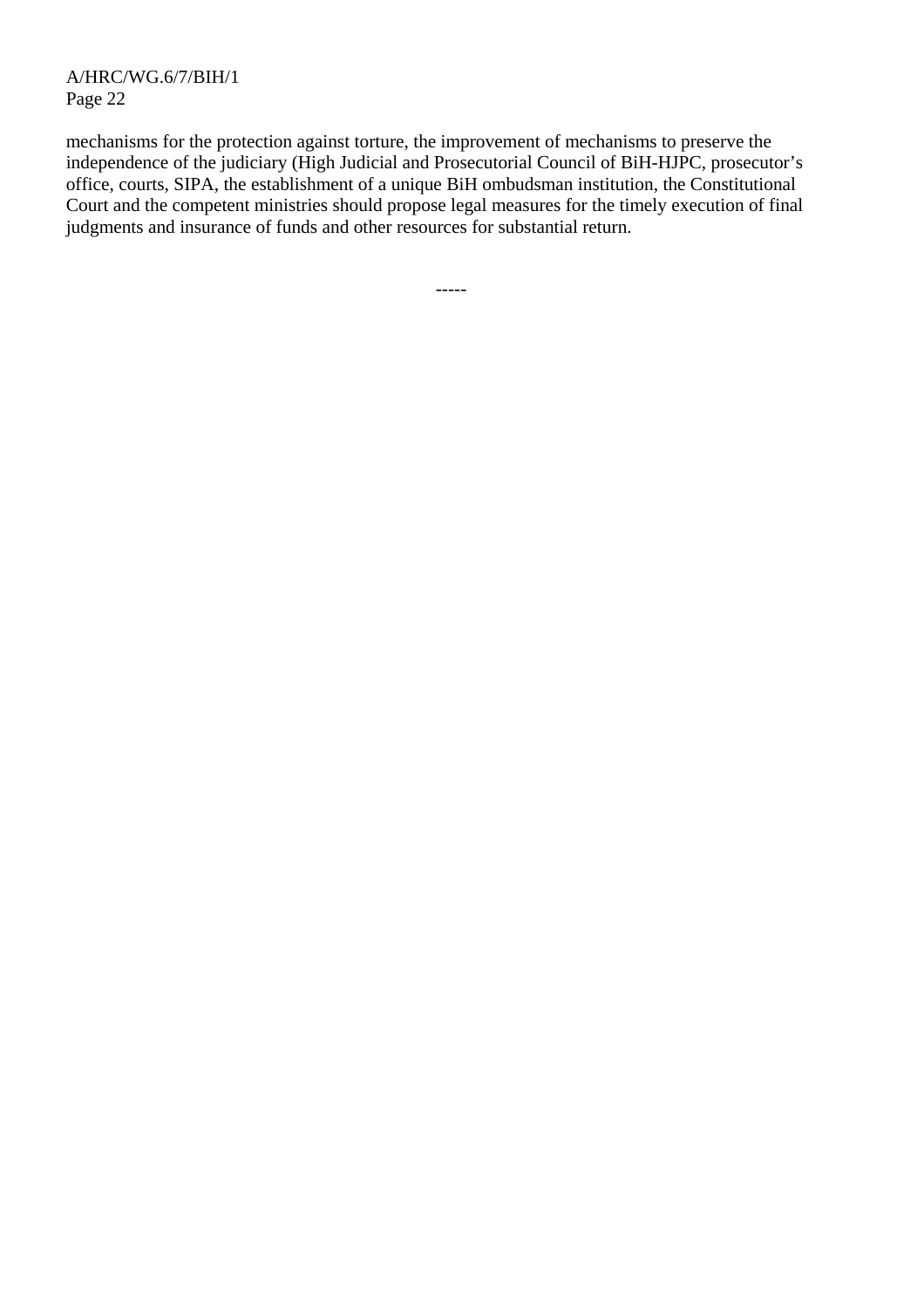mechanisms for the protection against torture, the improvement of mechanisms to preserve the independence of the judiciary (High Judicial and Prosecutorial Council of BiH-HJPC, prosecutor's office, courts, SIPA, the establishment of a unique BiH ombudsman institution, the Constitutional Court and the competent ministries should propose legal measures for the timely execution of final judgments and insurance of funds and other resources for substantial return.

-----